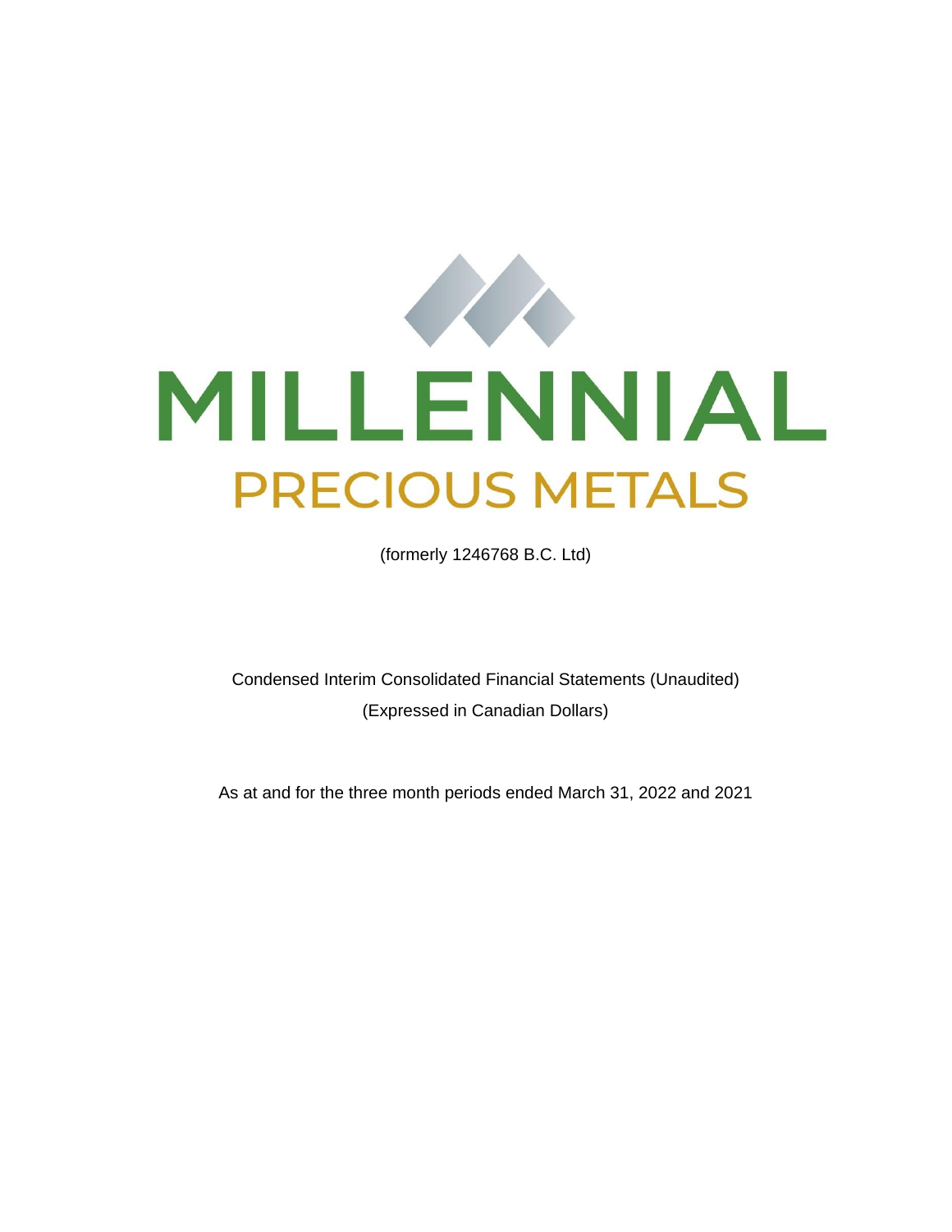# MILLENNIAL

## PRECIOUS METALS

(formerly 1246768 B.C. Ltd)

Condensed Interim Consolidated Financial Statements (Unaudited)

(Expressed in Canadian Dollars)

As at and for the three month periods ended March 31, 2022 and 2021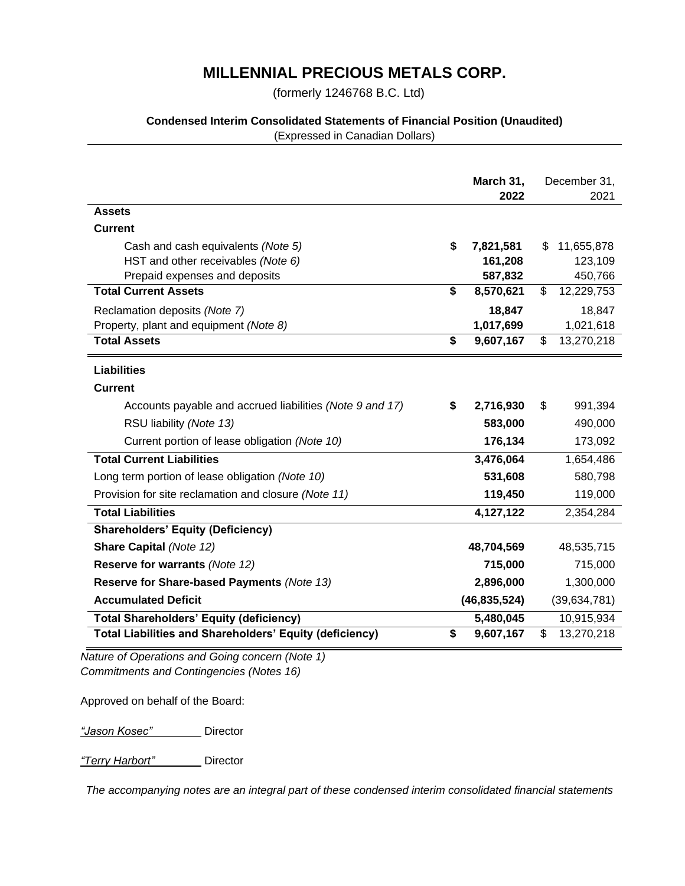# MILLENNIAL PRECIOUS METALS CORP.

(formerly 1246768 B.C. Ltd)

**Condensed Interim Consolidated Statements of Financial Position (Unaudited)**

(Expressed in Canadian Dollars)

| | **March 31, 2022** | December 31, 2021 |
|---|---|---|
| **Assets** | | |
| **Current** | | |
| Cash and cash equivalents *(Note 5)* | **$ 7,821,581** | $ 11,655,878 |
| HST and other receivables *(Note 6)* | **161,208** | 123,109 |
| Prepaid expenses and deposits | **587,832** | 450,766 |
| **Total Current Assets** | **$ 8,570,621** | $ 12,229,753 |
| Reclamation deposits *(Note 7)* | **18,847** | 18,847 |
| Property, plant and equipment *(Note 8)* | **1,017,699** | 1,021,618 |
| **Total Assets** | **$ 9,607,167** | $ 13,270,218 |
| **Liabilities** | | |
| **Current** | | |
| Accounts payable and accrued liabilities *(Note 9 and 17)* | **$ 2,716,930** | $ 991,394 |
| RSU liability *(Note 13)* | **583,000** | 490,000 |
| Current portion of lease obligation *(Note 10)* | **176,134** | 173,092 |
| **Total Current Liabilities** | **3,476,064** | 1,654,486 |
| Long term portion of lease obligation *(Note 10)* | **531,608** | 580,798 |
| Provision for site reclamation and closure *(Note 11)* | **119,450** | 119,000 |
| **Total Liabilities** | **4,127,122** | 2,354,284 |
| **Shareholders' Equity (Deficiency)** | | |
| **Share Capital** *(Note 12)* | **48,704,569** | 48,535,715 |
| **Reserve for warrants** *(Note 12)* | **715,000** | 715,000 |
| **Reserve for Share-based Payments** *(Note 13)* | **2,896,000** | 1,300,000 |
| **Accumulated Deficit** | **(46,835,524)** | (39,634,781) |
| **Total Shareholders' Equity (deficiency)** | **5,480,045** | 10,915,934 |
| **Total Liabilities and Shareholders' Equity (deficiency)** | **$ 9,607,167** | $ 13,270,218 |

*Nature of Operations and Going concern (Note 1)*
*Commitments and Contingencies (Notes 16)*

Approved on behalf of the Board:

*"Jason Kosec"* Director

*"Terry Harbort"* Director

*The accompanying notes are an integral part of these condensed interim consolidated financial statements*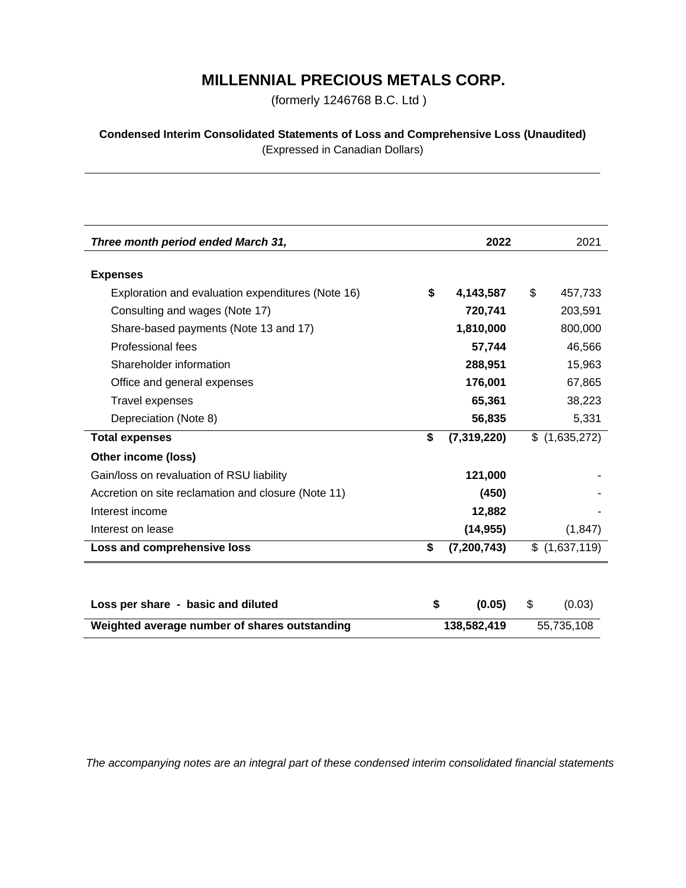# MILLENNIAL PRECIOUS METALS CORP.

(formerly 1246768 B.C. Ltd )

**Condensed Interim Consolidated Statements of Loss and Comprehensive Loss (Unaudited)**

(Expressed in Canadian Dollars)

| *Three month period ended March 31,* | **2022** | 2021 |
|---|---|---|
| **Expenses** | | |
| Exploration and evaluation expenditures (Note 16) | **$ 4,143,587** | $ 457,733 |
| Consulting and wages (Note 17) | **720,741** | 203,591 |
| Share-based payments (Note 13 and 17) | **1,810,000** | 800,000 |
| Professional fees | **57,744** | 46,566 |
| Shareholder information | **288,951** | 15,963 |
| Office and general expenses | **176,001** | 67,865 |
| Travel expenses | **65,361** | 38,223 |
| Depreciation (Note 8) | **56,835** | 5,331 |
| **Total expenses** | **$ (7,319,220)** | $ (1,635,272) |
| **Other income (loss)** | | |
| Gain/loss on revaluation of RSU liability | **121,000** | - |
| Accretion on site reclamation and closure (Note 11) | **(450)** | - |
| Interest income | **12,882** | - |
| Interest on lease | **(14,955)** | (1,847) |
| **Loss and comprehensive loss** | **$ (7,200,743)** | $ (1,637,119) |

| | | |
|---|---|---|
| **Loss per share - basic and diluted** | **$ (0.05)** | $ (0.03) |
| **Weighted average number of shares outstanding** | **138,582,419** | 55,735,108 |

*The accompanying notes are an integral part of these condensed interim consolidated financial statements*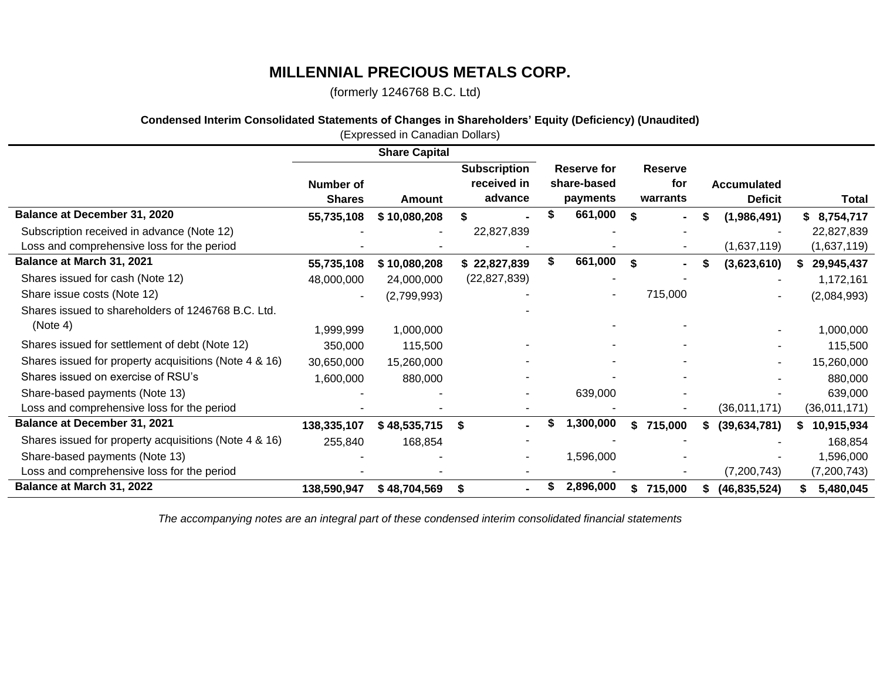# MILLENNIAL PRECIOUS METALS CORP.

(formerly 1246768 B.C. Ltd)

**Condensed Interim Consolidated Statements of Changes in Shareholders' Equity (Deficiency) (Unaudited)**

(Expressed in Canadian Dollars)

| | Share Capital | | | | | | |
|---|---|---|---|---|---|---|---|
| | **Number of Shares** | **Amount** | **Subscription received in advance** | **Reserve for share-based payments** | **Reserve for warrants** | **Accumulated Deficit** | **Total** |
| **Balance at December 31, 2020** | **55,735,108** | **$ 10,080,208** | **$ -** | **$ 661,000** | **$ -** | **$ (1,986,491)** | **$ 8,754,717** |
| Subscription received in advance (Note 12) | - | - | 22,827,839 | - | - | - | 22,827,839 |
| Loss and comprehensive loss for the period | - | - | - | - | - | (1,637,119) | (1,637,119) |
| **Balance at March 31, 2021** | **55,735,108** | **$ 10,080,208** | **$ 22,827,839** | **$ 661,000** | **$ -** | **$ (3,623,610)** | **$ 29,945,437** |
| Shares issued for cash (Note 12) | 48,000,000 | 24,000,000 | (22,827,839) | - | - | - | 1,172,161 |
| Share issue costs (Note 12) | - | (2,799,993) | - | - | 715,000 | - | (2,084,993) |
| Shares issued to shareholders of 1246768 B.C. Ltd. (Note 4) | 1,999,999 | 1,000,000 | - | - | - | - | 1,000,000 |
| Shares issued for settlement of debt (Note 12) | 350,000 | 115,500 | - | - | - | - | 115,500 |
| Shares issued for property acquisitions (Note 4 & 16) | 30,650,000 | 15,260,000 | - | - | - | - | 15,260,000 |
| Shares issued on exercise of RSU's | 1,600,000 | 880,000 | - | - | - | - | 880,000 |
| Share-based payments (Note 13) | - | - | - | 639,000 | - | - | 639,000 |
| Loss and comprehensive loss for the period | - | - | - | - | - | (36,011,171) | (36,011,171) |
| **Balance at December 31, 2021** | **138,335,107** | **$ 48,535,715** | **$ -** | **$ 1,300,000** | **$ 715,000** | **$ (39,634,781)** | **$ 10,915,934** |
| Shares issued for property acquisitions (Note 4 & 16) | 255,840 | 168,854 | - | - | - | - | 168,854 |
| Share-based payments (Note 13) | - | - | - | 1,596,000 | - | - | 1,596,000 |
| Loss and comprehensive loss for the period | - | - | - | - | - | (7,200,743) | (7,200,743) |
| **Balance at March 31, 2022** | **138,590,947** | **$ 48,704,569** | **$ -** | **$ 2,896,000** | **$ 715,000** | **$ (46,835,524)** | **$ 5,480,045** |

*The accompanying notes are an integral part of these condensed interim consolidated financial statements*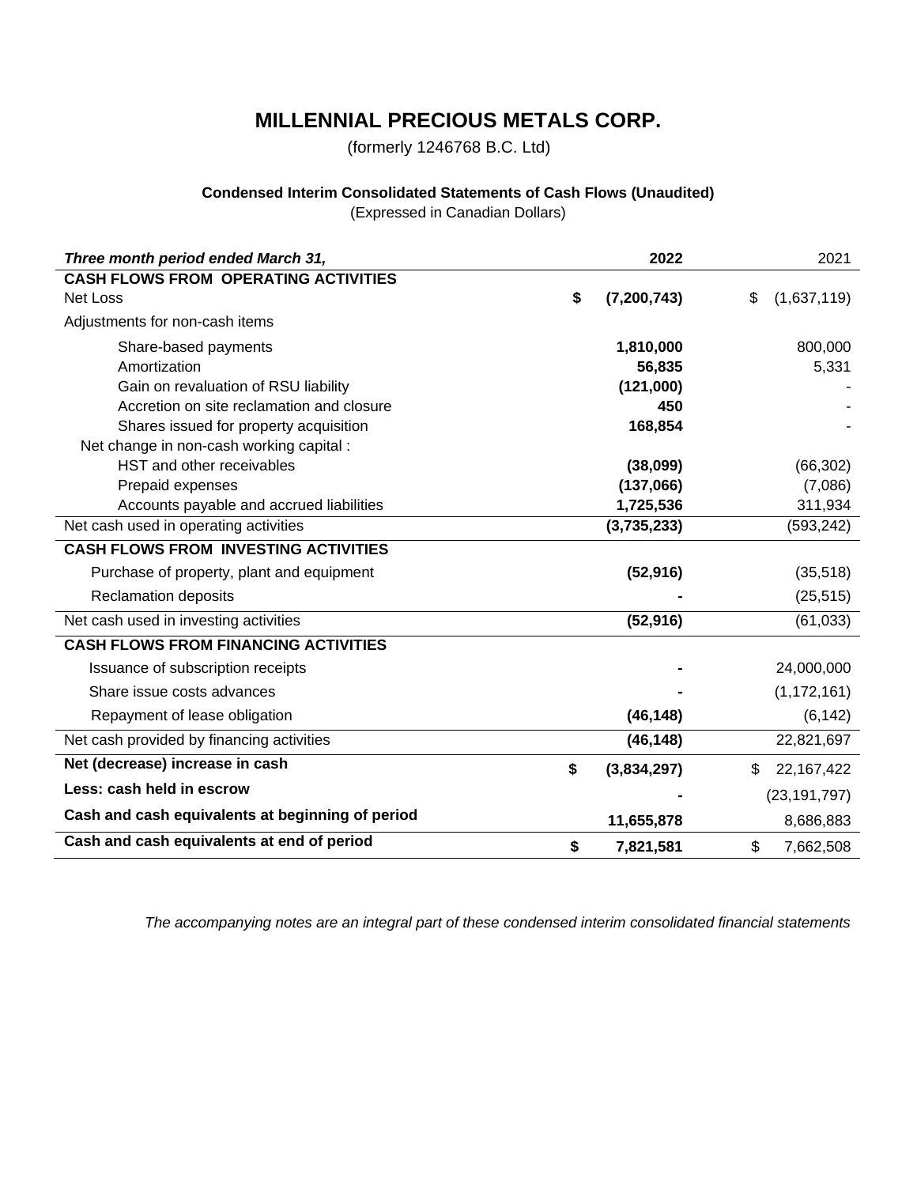# MILLENNIAL PRECIOUS METALS CORP.

(formerly 1246768 B.C. Ltd)

**Condensed Interim Consolidated Statements of Cash Flows (Unaudited)**

(Expressed in Canadian Dollars)

| ***Three month period ended March 31,*** | **2022** | 2021 |
|---|---|---|
| **CASH FLOWS FROM OPERATING ACTIVITIES** | | |
| Net Loss | **$ (7,200,743)** | $ (1,637,119) |
| Adjustments for non-cash items | | |
| Share-based payments | **1,810,000** | 800,000 |
| Amortization | **56,835** | 5,331 |
| Gain on revaluation of RSU liability | **(121,000)** | - |
| Accretion on site reclamation and closure | **450** | - |
| Shares issued for property acquisition | **168,854** | - |
| Net change in non-cash working capital : | | |
| HST and other receivables | **(38,099)** | (66,302) |
| Prepaid expenses | **(137,066)** | (7,086) |
| Accounts payable and accrued liabilities | **1,725,536** | 311,934 |
| Net cash used in operating activities | **(3,735,233)** | (593,242) |
| **CASH FLOWS FROM INVESTING ACTIVITIES** | | |
| Purchase of property, plant and equipment | **(52,916)** | (35,518) |
| Reclamation deposits | **-** | (25,515) |
| Net cash used in investing activities | **(52,916)** | (61,033) |
| **CASH FLOWS FROM FINANCING ACTIVITIES** | | |
| Issuance of subscription receipts | **-** | 24,000,000 |
| Share issue costs advances | **-** | (1,172,161) |
| Repayment of lease obligation | **(46,148)** | (6,142) |
| Net cash provided by financing activities | **(46,148)** | 22,821,697 |
| **Net (decrease) increase in cash** | **$ (3,834,297)** | $ 22,167,422 |
| **Less: cash held in escrow** | **-** | (23,191,797) |
| **Cash and cash equivalents at beginning of period** | **11,655,878** | 8,686,883 |
| **Cash and cash equivalents at end of period** | **$ 7,821,581** | $ 7,662,508 |

*The accompanying notes are an integral part of these condensed interim consolidated financial statements*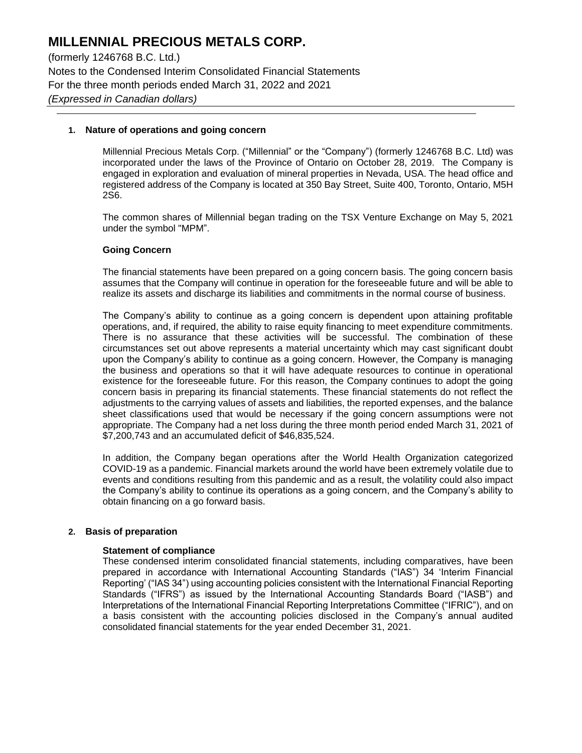# MILLENNIAL PRECIOUS METALS CORP.

(formerly 1246768 B.C. Ltd.)
Notes to the Condensed Interim Consolidated Financial Statements
For the three month periods ended March 31, 2022 and 2021
*(Expressed in Canadian dollars)*

## 1. Nature of operations and going concern

Millennial Precious Metals Corp. ("Millennial" or the "Company") (formerly 1246768 B.C. Ltd) was incorporated under the laws of the Province of Ontario on October 28, 2019. The Company is engaged in exploration and evaluation of mineral properties in Nevada, USA. The head office and registered address of the Company is located at 350 Bay Street, Suite 400, Toronto, Ontario, M5H 2S6.

The common shares of Millennial began trading on the TSX Venture Exchange on May 5, 2021 under the symbol "MPM".

### Going Concern

The financial statements have been prepared on a going concern basis. The going concern basis assumes that the Company will continue in operation for the foreseeable future and will be able to realize its assets and discharge its liabilities and commitments in the normal course of business.

The Company's ability to continue as a going concern is dependent upon attaining profitable operations, and, if required, the ability to raise equity financing to meet expenditure commitments. There is no assurance that these activities will be successful. The combination of these circumstances set out above represents a material uncertainty which may cast significant doubt upon the Company's ability to continue as a going concern. However, the Company is managing the business and operations so that it will have adequate resources to continue in operational existence for the foreseeable future. For this reason, the Company continues to adopt the going concern basis in preparing its financial statements. These financial statements do not reflect the adjustments to the carrying values of assets and liabilities, the reported expenses, and the balance sheet classifications used that would be necessary if the going concern assumptions were not appropriate. The Company had a net loss during the three month period ended March 31, 2021 of $7,200,743 and an accumulated deficit of $46,835,524.

In addition, the Company began operations after the World Health Organization categorized COVID-19 as a pandemic. Financial markets around the world have been extremely volatile due to events and conditions resulting from this pandemic and as a result, the volatility could also impact the Company's ability to continue its operations as a going concern, and the Company's ability to obtain financing on a go forward basis.

## 2. Basis of preparation

### Statement of compliance

These condensed interim consolidated financial statements, including comparatives, have been prepared in accordance with International Accounting Standards ("IAS") 34 'Interim Financial Reporting' ("IAS 34") using accounting policies consistent with the International Financial Reporting Standards ("IFRS") as issued by the International Accounting Standards Board ("IASB") and Interpretations of the International Financial Reporting Interpretations Committee ("IFRIC"), and on a basis consistent with the accounting policies disclosed in the Company's annual audited consolidated financial statements for the year ended December 31, 2021.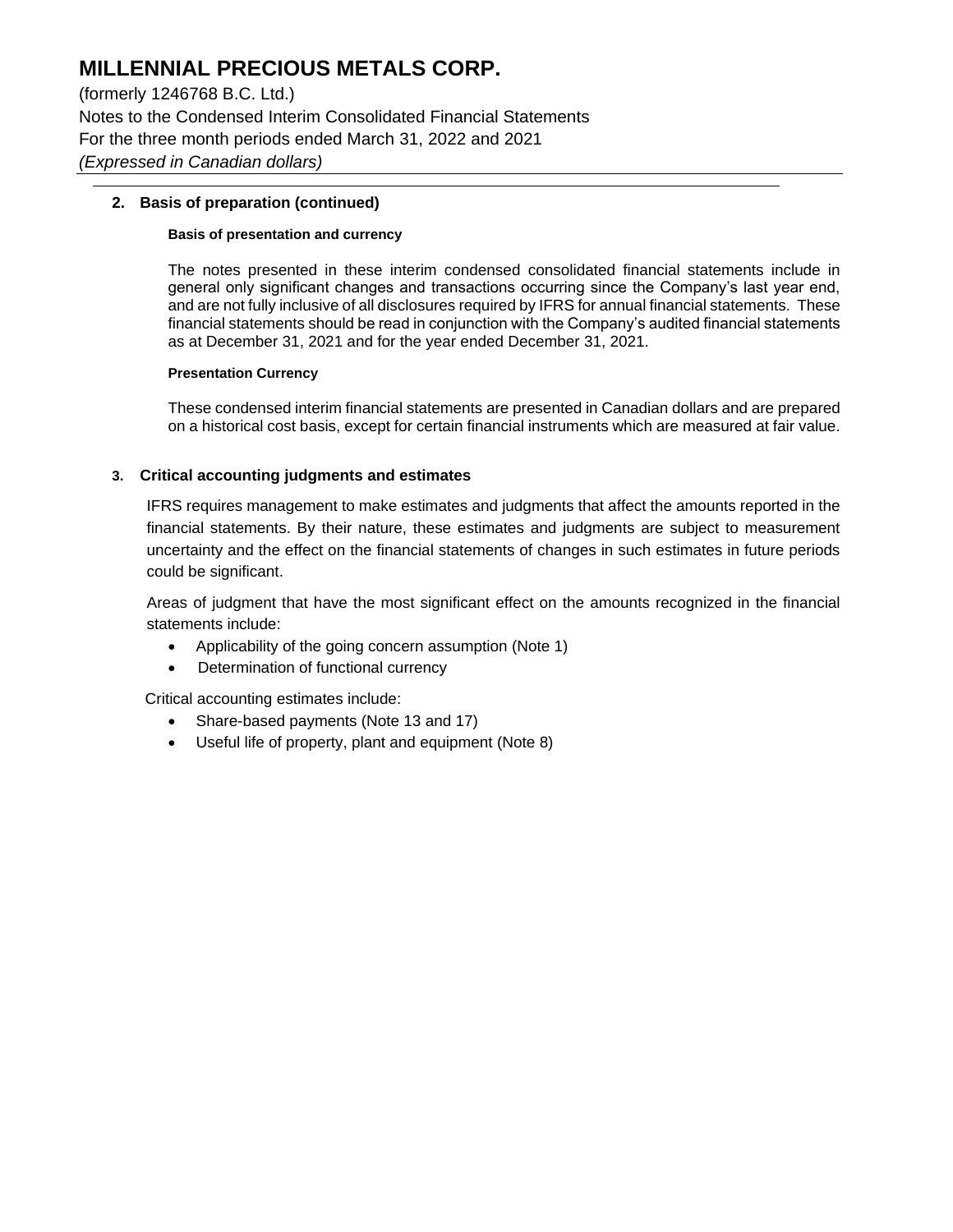## 2. Basis of preparation (continued)

#### Basis of presentation and currency

The notes presented in these interim condensed consolidated financial statements include in general only significant changes and transactions occurring since the Company's last year end, and are not fully inclusive of all disclosures required by IFRS for annual financial statements. These financial statements should be read in conjunction with the Company's audited financial statements as at December 31, 2021 and for the year ended December 31, 2021.

#### Presentation Currency

These condensed interim financial statements are presented in Canadian dollars and are prepared on a historical cost basis, except for certain financial instruments which are measured at fair value.

## 3. Critical accounting judgments and estimates

IFRS requires management to make estimates and judgments that affect the amounts reported in the financial statements. By their nature, these estimates and judgments are subject to measurement uncertainty and the effect on the financial statements of changes in such estimates in future periods could be significant.

Areas of judgment that have the most significant effect on the amounts recognized in the financial statements include:

- Applicability of the going concern assumption (Note 1)
- Determination of functional currency

Critical accounting estimates include:

- Share-based payments (Note 13 and 17)
- Useful life of property, plant and equipment (Note 8)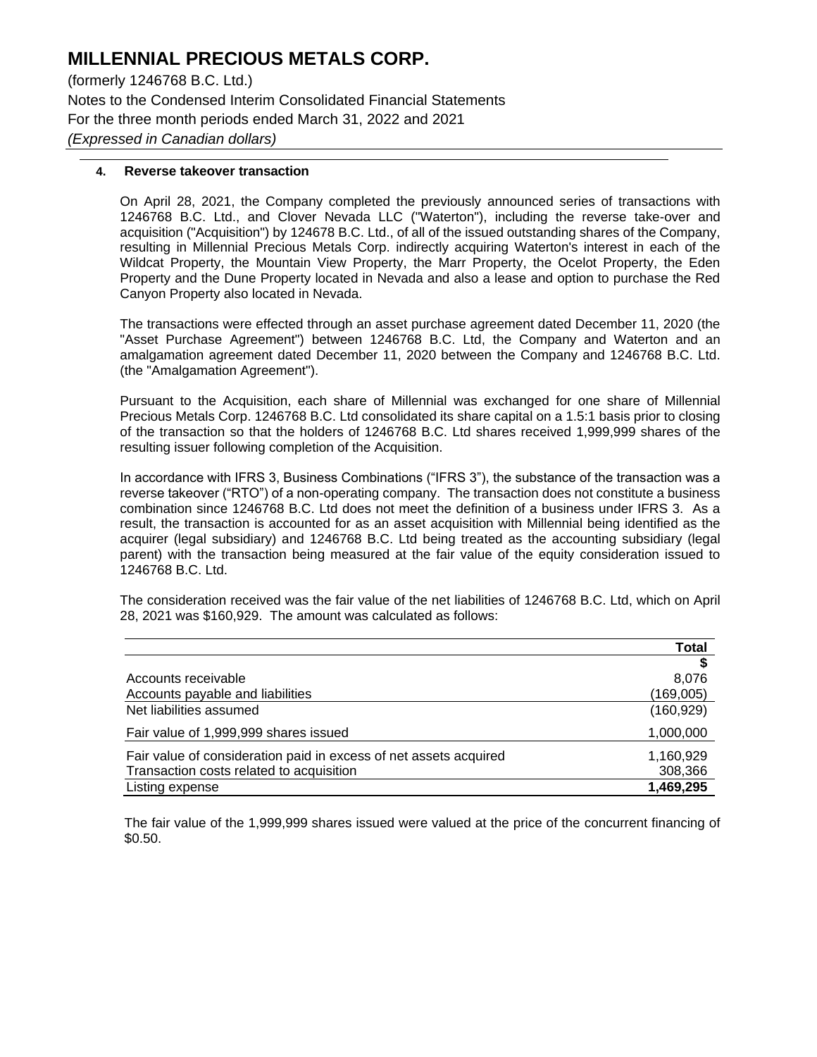# MILLENNIAL PRECIOUS METALS CORP.

(formerly 1246768 B.C. Ltd.)
Notes to the Condensed Interim Consolidated Financial Statements
For the three month periods ended March 31, 2022 and 2021
*(Expressed in Canadian dollars)*

## 4. Reverse takeover transaction

On April 28, 2021, the Company completed the previously announced series of transactions with 1246768 B.C. Ltd., and Clover Nevada LLC ("Waterton"), including the reverse take-over and acquisition ("Acquisition") by 124678 B.C. Ltd., of all of the issued outstanding shares of the Company, resulting in Millennial Precious Metals Corp. indirectly acquiring Waterton's interest in each of the Wildcat Property, the Mountain View Property, the Marr Property, the Ocelot Property, the Eden Property and the Dune Property located in Nevada and also a lease and option to purchase the Red Canyon Property also located in Nevada.

The transactions were effected through an asset purchase agreement dated December 11, 2020 (the "Asset Purchase Agreement") between 1246768 B.C. Ltd, the Company and Waterton and an amalgamation agreement dated December 11, 2020 between the Company and 1246768 B.C. Ltd. (the "Amalgamation Agreement").

Pursuant to the Acquisition, each share of Millennial was exchanged for one share of Millennial Precious Metals Corp. 1246768 B.C. Ltd consolidated its share capital on a 1.5:1 basis prior to closing of the transaction so that the holders of 1246768 B.C. Ltd shares received 1,999,999 shares of the resulting issuer following completion of the Acquisition.

In accordance with IFRS 3, Business Combinations ("IFRS 3"), the substance of the transaction was a reverse takeover ("RTO") of a non-operating company. The transaction does not constitute a business combination since 1246768 B.C. Ltd does not meet the definition of a business under IFRS 3. As a result, the transaction is accounted for as an asset acquisition with Millennial being identified as the acquirer (legal subsidiary) and 1246768 B.C. Ltd being treated as the accounting subsidiary (legal parent) with the transaction being measured at the fair value of the equity consideration issued to 1246768 B.C. Ltd.

The consideration received was the fair value of the net liabilities of 1246768 B.C. Ltd, which on April 28, 2021 was $160,929. The amount was calculated as follows:

| | **Total** |
|---|---|
| | **$** |
| Accounts receivable | 8,076 |
| Accounts payable and liabilities | (169,005) |
| Net liabilities assumed | (160,929) |
| Fair value of 1,999,999 shares issued | 1,000,000 |
| Fair value of consideration paid in excess of net assets acquired | 1,160,929 |
| Transaction costs related to acquisition | 308,366 |
| Listing expense | **1,469,295** |

The fair value of the 1,999,999 shares issued were valued at the price of the concurrent financing of $0.50.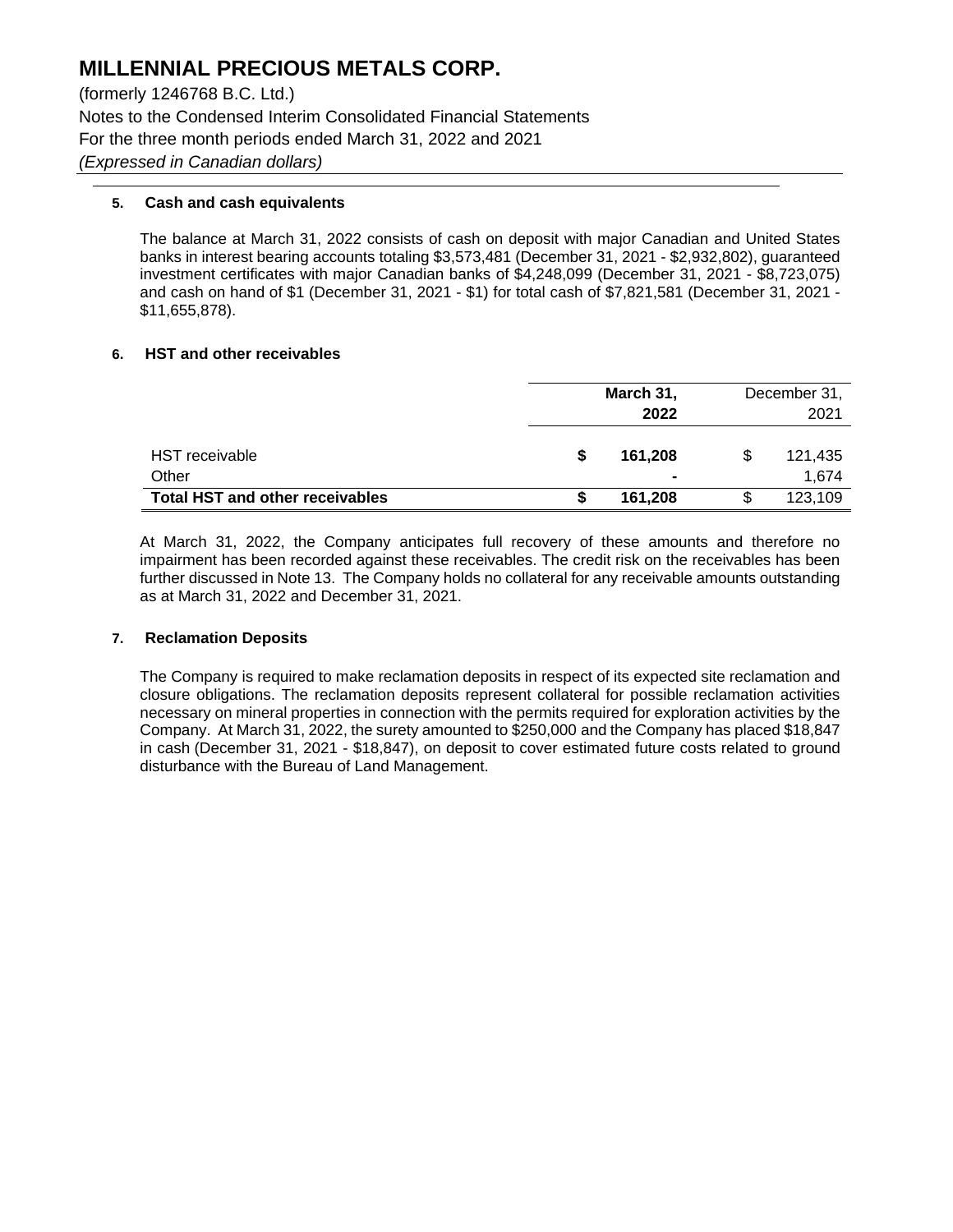# MILLENNIAL PRECIOUS METALS CORP.

(formerly 1246768 B.C. Ltd.)
Notes to the Condensed Interim Consolidated Financial Statements
For the three month periods ended March 31, 2022 and 2021
*(Expressed in Canadian dollars)*

### 5. Cash and cash equivalents

The balance at March 31, 2022 consists of cash on deposit with major Canadian and United States banks in interest bearing accounts totaling $3,573,481 (December 31, 2021 - $2,932,802), guaranteed investment certificates with major Canadian banks of $4,248,099 (December 31, 2021 - $8,723,075) and cash on hand of $1 (December 31, 2021 - $1) for total cash of $7,821,581 (December 31, 2021 - $11,655,878).

### 6. HST and other receivables

| | **March 31, 2022** | December 31, 2021 |
|---|---|---|
| HST receivable | **$ 161,208** | $ 121,435 |
| Other | **-** | 1,674 |
| **Total HST and other receivables** | **$ 161,208** | $ 123,109 |

At March 31, 2022, the Company anticipates full recovery of these amounts and therefore no impairment has been recorded against these receivables. The credit risk on the receivables has been further discussed in Note 13. The Company holds no collateral for any receivable amounts outstanding as at March 31, 2022 and December 31, 2021.

### 7. Reclamation Deposits

The Company is required to make reclamation deposits in respect of its expected site reclamation and closure obligations. The reclamation deposits represent collateral for possible reclamation activities necessary on mineral properties in connection with the permits required for exploration activities by the Company. At March 31, 2022, the surety amounted to $250,000 and the Company has placed $18,847 in cash (December 31, 2021 - $18,847), on deposit to cover estimated future costs related to ground disturbance with the Bureau of Land Management.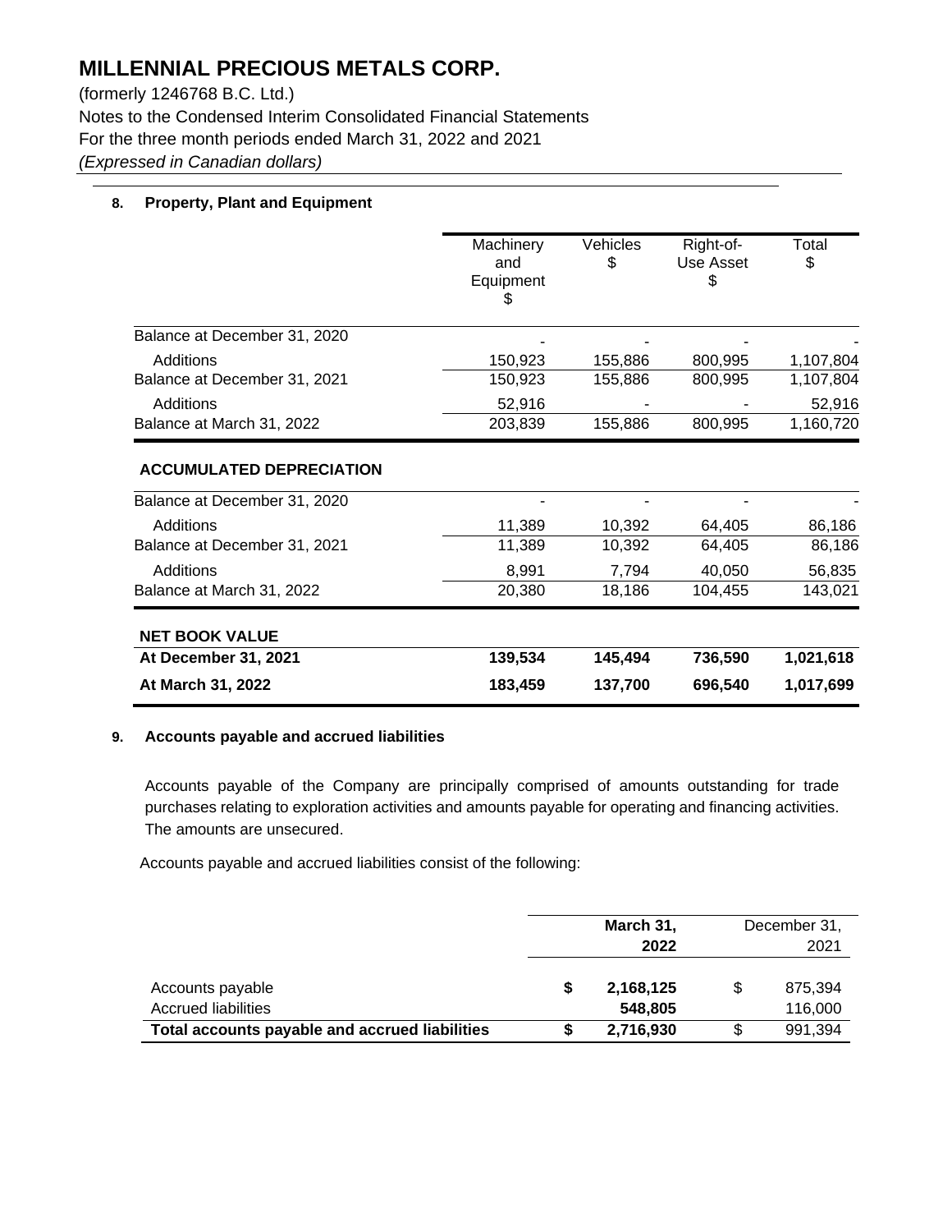# MILLENNIAL PRECIOUS METALS CORP.

(formerly 1246768 B.C. Ltd.)
Notes to the Condensed Interim Consolidated Financial Statements
For the three month periods ended March 31, 2022 and 2021
*(Expressed in Canadian dollars)*

## 8. Property, Plant and Equipment

| | Machinery and Equipment $ | Vehicles $ | Right-of-Use Asset $ | Total $ |
|---|---|---|---|---|
| Balance at December 31, 2020 | - | - | - | - |
| Additions | 150,923 | 155,886 | 800,995 | 1,107,804 |
| Balance at December 31, 2021 | 150,923 | 155,886 | 800,995 | 1,107,804 |
| Additions | 52,916 | - | - | 52,916 |
| Balance at March 31, 2022 | 203,839 | 155,886 | 800,995 | 1,160,720 |
| **ACCUMULATED DEPRECIATION** | | | | |
| Balance at December 31, 2020 | - | - | - | - |
| Additions | 11,389 | 10,392 | 64,405 | 86,186 |
| Balance at December 31, 2021 | 11,389 | 10,392 | 64,405 | 86,186 |
| Additions | 8,991 | 7,794 | 40,050 | 56,835 |
| Balance at March 31, 2022 | 20,380 | 18,186 | 104,455 | 143,021 |
| **NET BOOK VALUE** | | | | |
| **At December 31, 2021** | **139,534** | **145,494** | **736,590** | **1,021,618** |
| **At March 31, 2022** | **183,459** | **137,700** | **696,540** | **1,017,699** |

## 9. Accounts payable and accrued liabilities

Accounts payable of the Company are principally comprised of amounts outstanding for trade purchases relating to exploration activities and amounts payable for operating and financing activities. The amounts are unsecured.

Accounts payable and accrued liabilities consist of the following:

| | **March 31, 2022** | December 31, 2021 |
|---|---|---|
| Accounts payable | **$ 2,168,125** | $ 875,394 |
| Accrued liabilities | **548,805** | 116,000 |
| **Total accounts payable and accrued liabilities** | **$ 2,716,930** | $ 991,394 |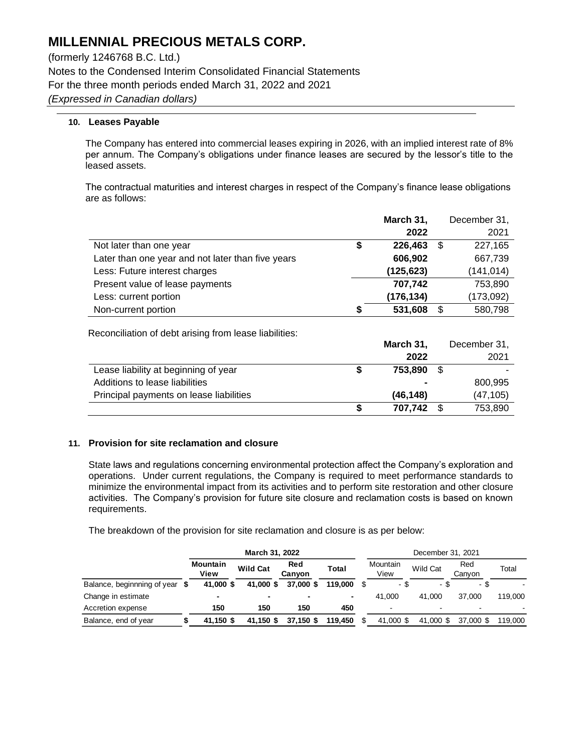# MILLENNIAL PRECIOUS METALS CORP.

(formerly 1246768 B.C. Ltd.)
Notes to the Condensed Interim Consolidated Financial Statements
For the three month periods ended March 31, 2022 and 2021
*(Expressed in Canadian dollars)*

## 10. Leases Payable

The Company has entered into commercial leases expiring in 2026, with an implied interest rate of 8% per annum. The Company's obligations under finance leases are secured by the lessor's title to the leased assets.

The contractual maturities and interest charges in respect of the Company's finance lease obligations are as follows:

| | **March 31, 2022** | December 31, 2021 |
|---|---|---|
| Not later than one year | **$ 226,463** | $ 227,165 |
| Later than one year and not later than five years | **606,902** | 667,739 |
| Less: Future interest charges | **(125,623)** | (141,014) |
| Present value of lease payments | **707,742** | 753,890 |
| Less: current portion | **(176,134)** | (173,092) |
| Non-current portion | **$ 531,608** | $ 580,798 |

Reconciliation of debt arising from lease liabilities:

| | **March 31, 2022** | December 31, 2021 |
|---|---|---|
| Lease liability at beginning of year | **$ 753,890** | $ - |
| Additions to lease liabilities | **-** | 800,995 |
| Principal payments on lease liabilities | **(46,148)** | (47,105) |
| | **$ 707,742** | $ 753,890 |

## 11. Provision for site reclamation and closure

State laws and regulations concerning environmental protection affect the Company's exploration and operations. Under current regulations, the Company is required to meet performance standards to minimize the environmental impact from its activities and to perform site restoration and other closure activities. The Company's provision for future site closure and reclamation costs is based on known requirements.

The breakdown of the provision for site reclamation and closure is as per below:

| | **March 31, 2022** | | | | December 31, 2021 | | | |
|---|---|---|---|---|---|---|---|---|
| | **Mountain View** | **Wild Cat** | **Red Canyon** | **Total** | Mountain View | Wild Cat | Red Canyon | Total |
| Balance, beginnning of year | **$ 41,000** | **$ 41,000** | **$ 37,000** | **$ 119,000** | $ - | $ - | $ - | $ - |
| Change in estimate | **-** | **-** | **-** | **-** | 41,000 | 41,000 | 37,000 | 119,000 |
| Accretion expense | **150** | **150** | **150** | **450** | - | - | - | - |
| Balance, end of year | **$ 41,150** | **$ 41,150** | **$ 37,150** | **$ 119,450** | $ 41,000 | $ 41,000 | $ 37,000 | $ 119,000 |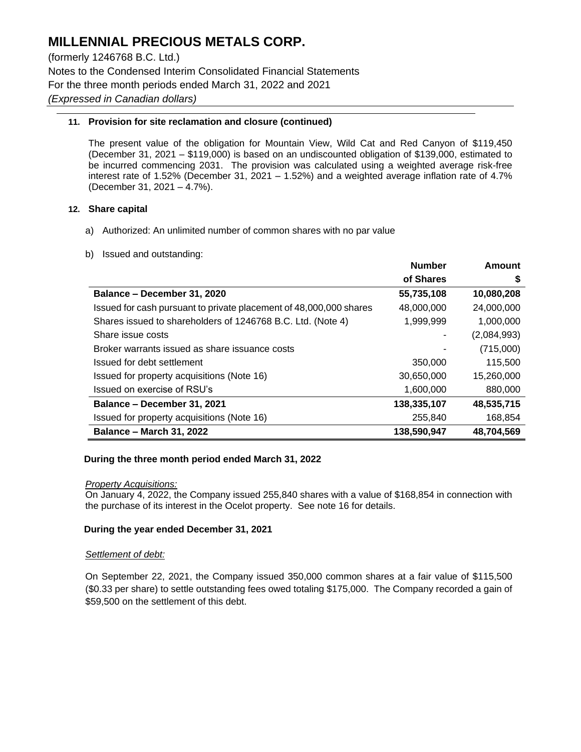# MILLENNIAL PRECIOUS METALS CORP.

(formerly 1246768 B.C. Ltd.)
Notes to the Condensed Interim Consolidated Financial Statements
For the three month periods ended March 31, 2022 and 2021
*(Expressed in Canadian dollars)*

### 11. Provision for site reclamation and closure (continued)

The present value of the obligation for Mountain View, Wild Cat and Red Canyon of $119,450 (December 31, 2021 – $119,000) is based on an undiscounted obligation of $139,000, estimated to be incurred commencing 2031. The provision was calculated using a weighted average risk-free interest rate of 1.52% (December 31, 2021 – 1.52%) and a weighted average inflation rate of 4.7% (December 31, 2021 – 4.7%).

### 12. Share capital

a) Authorized: An unlimited number of common shares with no par value

b) Issued and outstanding:

| | Number of Shares | Amount $ |
|---|---|---|
| **Balance – December 31, 2020** | **55,735,108** | **10,080,208** |
| Issued for cash pursuant to private placement of 48,000,000 shares | 48,000,000 | 24,000,000 |
| Shares issued to shareholders of 1246768 B.C. Ltd. (Note 4) | 1,999,999 | 1,000,000 |
| Share issue costs | - | (2,084,993) |
| Broker warrants issued as share issuance costs | - | (715,000) |
| Issued for debt settlement | 350,000 | 115,500 |
| Issued for property acquisitions (Note 16) | 30,650,000 | 15,260,000 |
| Issued on exercise of RSU's | 1,600,000 | 880,000 |
| **Balance – December 31, 2021** | **138,335,107** | **48,535,715** |
| Issued for property acquisitions (Note 16) | 255,840 | 168,854 |
| **Balance – March 31, 2022** | **138,590,947** | **48,704,569** |

**During the three month period ended March 31, 2022**

*Property Acquisitions:*
On January 4, 2022, the Company issued 255,840 shares with a value of $168,854 in connection with the purchase of its interest in the Ocelot property. See note 16 for details.

**During the year ended December 31, 2021**

*Settlement of debt:*

On September 22, 2021, the Company issued 350,000 common shares at a fair value of $115,500 ($0.33 per share) to settle outstanding fees owed totaling $175,000. The Company recorded a gain of $59,500 on the settlement of this debt.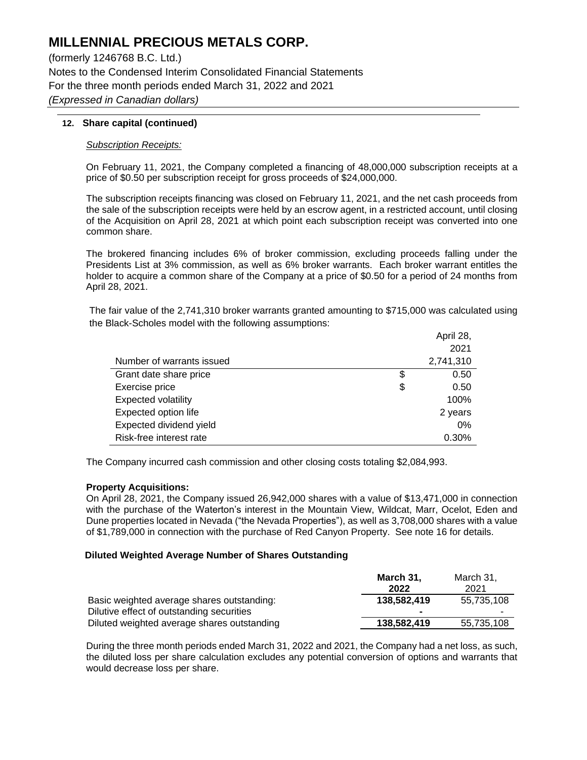### 12. Share capital (continued)

*Subscription Receipts:*

On February 11, 2021, the Company completed a financing of 48,000,000 subscription receipts at a price of $0.50 per subscription receipt for gross proceeds of $24,000,000.

The subscription receipts financing was closed on February 11, 2021, and the net cash proceeds from the sale of the subscription receipts were held by an escrow agent, in a restricted account, until closing of the Acquisition on April 28, 2021 at which point each subscription receipt was converted into one common share.

The brokered financing includes 6% of broker commission, excluding proceeds falling under the Presidents List at 3% commission, as well as 6% broker warrants. Each broker warrant entitles the holder to acquire a common share of the Company at a price of $0.50 for a period of 24 months from April 28, 2021.

The fair value of the 2,741,310 broker warrants granted amounting to $715,000 was calculated using the Black-Scholes model with the following assumptions:

| | | April 28, 2021 |
|---|---|---|
| Number of warrants issued | | 2,741,310 |
| Grant date share price | $ | 0.50 |
| Exercise price | $ | 0.50 |
| Expected volatility | | 100% |
| Expected option life | | 2 years |
| Expected dividend yield | | 0% |
| Risk-free interest rate | | 0.30% |

The Company incurred cash commission and other closing costs totaling $2,084,993.

**Property Acquisitions:**

On April 28, 2021, the Company issued 26,942,000 shares with a value of $13,471,000 in connection with the purchase of the Waterton's interest in the Mountain View, Wildcat, Marr, Ocelot, Eden and Dune properties located in Nevada ("the Nevada Properties"), as well as 3,708,000 shares with a value of $1,789,000 in connection with the purchase of Red Canyon Property. See note 16 for details.

**Diluted Weighted Average Number of Shares Outstanding**

| | **March 31, 2022** | March 31, 2021 |
|---|---|---|
| Basic weighted average shares outstanding: | **138,582,419** | 55,735,108 |
| Dilutive effect of outstanding securities | **-** | - |
| Diluted weighted average shares outstanding | **138,582,419** | 55,735,108 |

During the three month periods ended March 31, 2022 and 2021, the Company had a net loss, as such, the diluted loss per share calculation excludes any potential conversion of options and warrants that would decrease loss per share.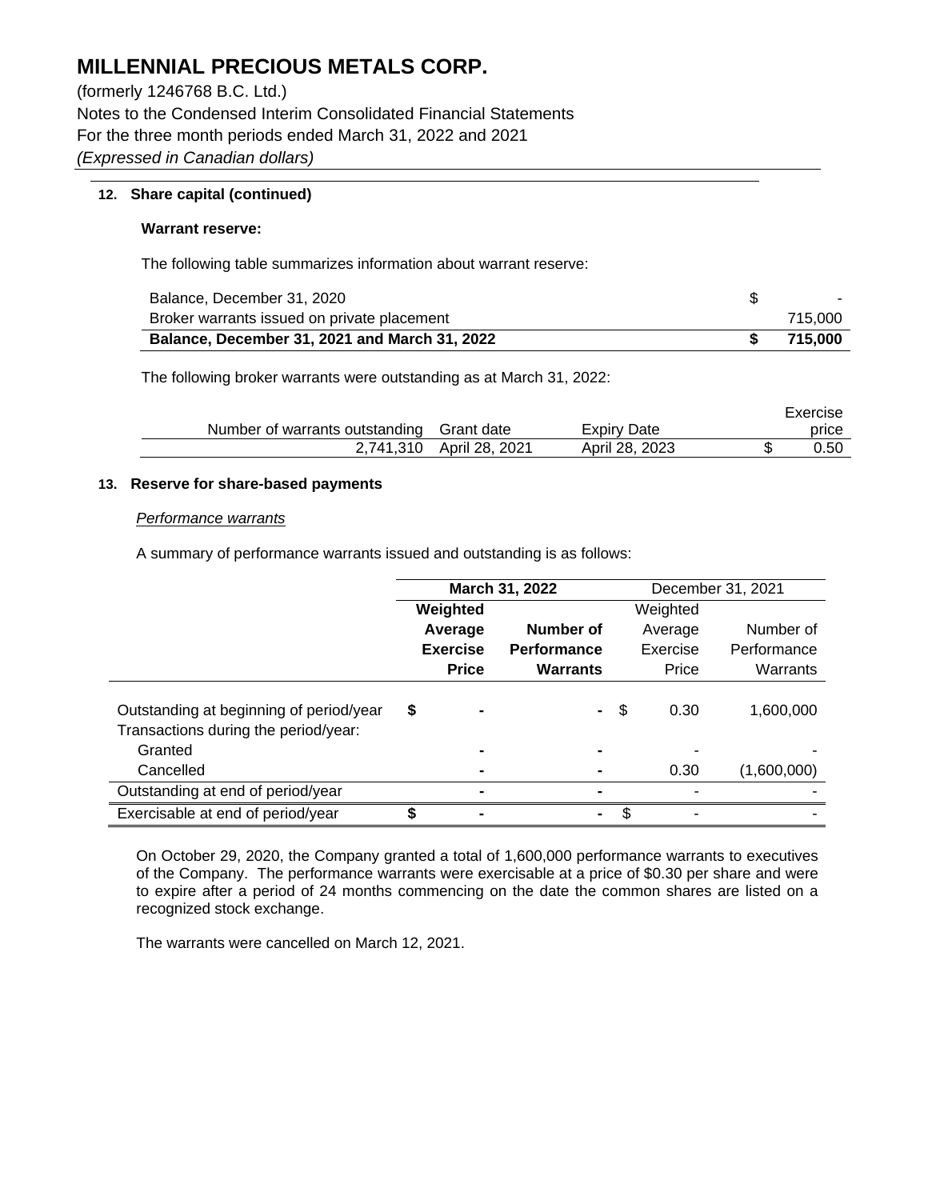# MILLENNIAL PRECIOUS METALS CORP.

(formerly 1246768 B.C. Ltd.)
Notes to the Condensed Interim Consolidated Financial Statements
For the three month periods ended March 31, 2022 and 2021
*(Expressed in Canadian dollars)*

## 12. Share capital (continued)

**Warrant reserve:**

The following table summarizes information about warrant reserve:

| | |
|---|---|
| Balance, December 31, 2020 | $ - |
| Broker warrants issued on private placement | 715,000 |
| **Balance, December 31, 2021 and March 31, 2022** | **$ 715,000** |

The following broker warrants were outstanding as at March 31, 2022:

| Number of warrants outstanding | Grant date | Expiry Date | Exercise price |
|---|---|---|---|
| 2,741,310 | April 28, 2021 | April 28, 2023 | $ 0.50 |

## 13. Reserve for share-based payments

*Performance warrants*

A summary of performance warrants issued and outstanding is as follows:

| | **March 31, 2022** | | December 31, 2021 | |
|---|---|---|---|---|
| | **Weighted Average Exercise Price** | **Number of Performance Warrants** | Weighted Average Exercise Price | Number of Performance Warrants |
| Outstanding at beginning of period/year | $ - | - | $ 0.30 | 1,600,000 |
| Transactions during the period/year: | | | | |
| Granted | - | - | - | - |
| Cancelled | - | - | 0.30 | (1,600,000) |
| Outstanding at end of period/year | - | - | - | - |
| Exercisable at end of period/year | $ - | - | $ - | - |

On October 29, 2020, the Company granted a total of 1,600,000 performance warrants to executives of the Company. The performance warrants were exercisable at a price of $0.30 per share and were to expire after a period of 24 months commencing on the date the common shares are listed on a recognized stock exchange.

The warrants were cancelled on March 12, 2021.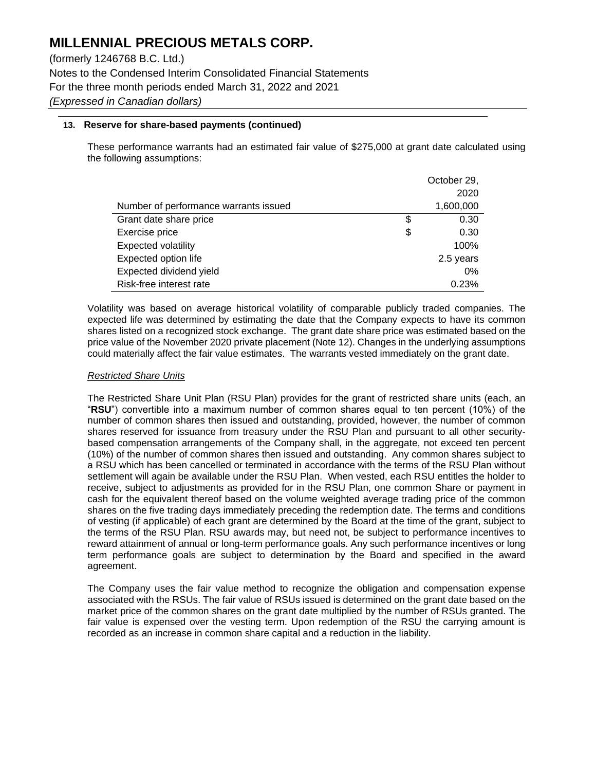# MILLENNIAL PRECIOUS METALS CORP.

(formerly 1246768 B.C. Ltd.)
Notes to the Condensed Interim Consolidated Financial Statements
For the three month periods ended March 31, 2022 and 2021
*(Expressed in Canadian dollars)*

**13. Reserve for share-based payments (continued)**

These performance warrants had an estimated fair value of $275,000 at grant date calculated using the following assumptions:

| | | October 29, 2020 |
|---|---|---|
| Number of performance warrants issued | | 1,600,000 |
| Grant date share price | $ | 0.30 |
| Exercise price | $ | 0.30 |
| Expected volatility | | 100% |
| Expected option life | | 2.5 years |
| Expected dividend yield | | 0% |
| Risk-free interest rate | | 0.23% |

Volatility was based on average historical volatility of comparable publicly traded companies. The expected life was determined by estimating the date that the Company expects to have its common shares listed on a recognized stock exchange. The grant date share price was estimated based on the price value of the November 2020 private placement (Note 12). Changes in the underlying assumptions could materially affect the fair value estimates. The warrants vested immediately on the grant date.

*Restricted Share Units*

The Restricted Share Unit Plan (RSU Plan) provides for the grant of restricted share units (each, an "**RSU**") convertible into a maximum number of common shares equal to ten percent (10%) of the number of common shares then issued and outstanding, provided, however, the number of common shares reserved for issuance from treasury under the RSU Plan and pursuant to all other security-based compensation arrangements of the Company shall, in the aggregate, not exceed ten percent (10%) of the number of common shares then issued and outstanding. Any common shares subject to a RSU which has been cancelled or terminated in accordance with the terms of the RSU Plan without settlement will again be available under the RSU Plan. When vested, each RSU entitles the holder to receive, subject to adjustments as provided for in the RSU Plan, one common Share or payment in cash for the equivalent thereof based on the volume weighted average trading price of the common shares on the five trading days immediately preceding the redemption date. The terms and conditions of vesting (if applicable) of each grant are determined by the Board at the time of the grant, subject to the terms of the RSU Plan. RSU awards may, but need not, be subject to performance incentives to reward attainment of annual or long-term performance goals. Any such performance incentives or long term performance goals are subject to determination by the Board and specified in the award agreement.

The Company uses the fair value method to recognize the obligation and compensation expense associated with the RSUs. The fair value of RSUs issued is determined on the grant date based on the market price of the common shares on the grant date multiplied by the number of RSUs granted. The fair value is expensed over the vesting term. Upon redemption of the RSU the carrying amount is recorded as an increase in common share capital and a reduction in the liability.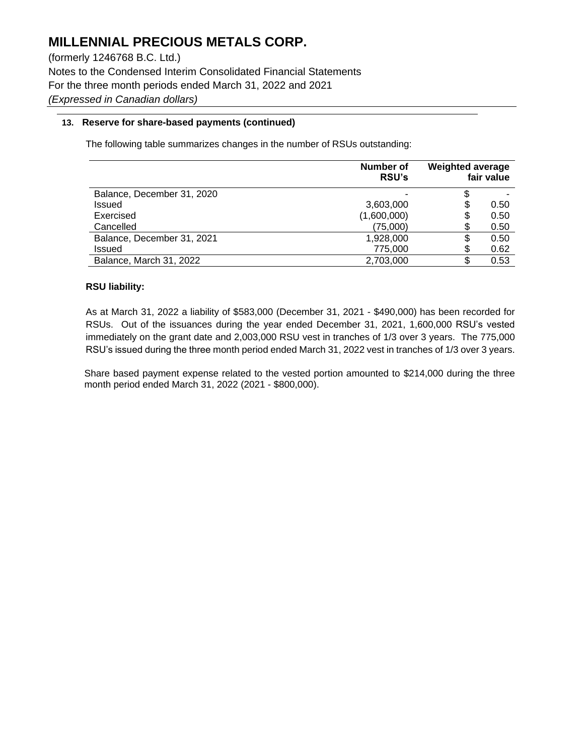#### 13. Reserve for share-based payments (continued)

The following table summarizes changes in the number of RSUs outstanding:

| | Number of RSU's | Weighted average fair value |
|---|---:|---:|
| Balance, December 31, 2020 | - | $ - |
| Issued | 3,603,000 | $ 0.50 |
| Exercised | (1,600,000) | $ 0.50 |
| Cancelled | (75,000) | $ 0.50 |
| Balance, December 31, 2021 | 1,928,000 | $ 0.50 |
| Issued | 775,000 | $ 0.62 |
| Balance, March 31, 2022 | 2,703,000 | $ 0.53 |

**RSU liability:**

As at March 31, 2022 a liability of $583,000 (December 31, 2021 - $490,000) has been recorded for RSUs. Out of the issuances during the year ended December 31, 2021, 1,600,000 RSU's vested immediately on the grant date and 2,003,000 RSU vest in tranches of 1/3 over 3 years. The 775,000 RSU's issued during the three month period ended March 31, 2022 vest in tranches of 1/3 over 3 years.

Share based payment expense related to the vested portion amounted to $214,000 during the three month period ended March 31, 2022 (2021 - $800,000).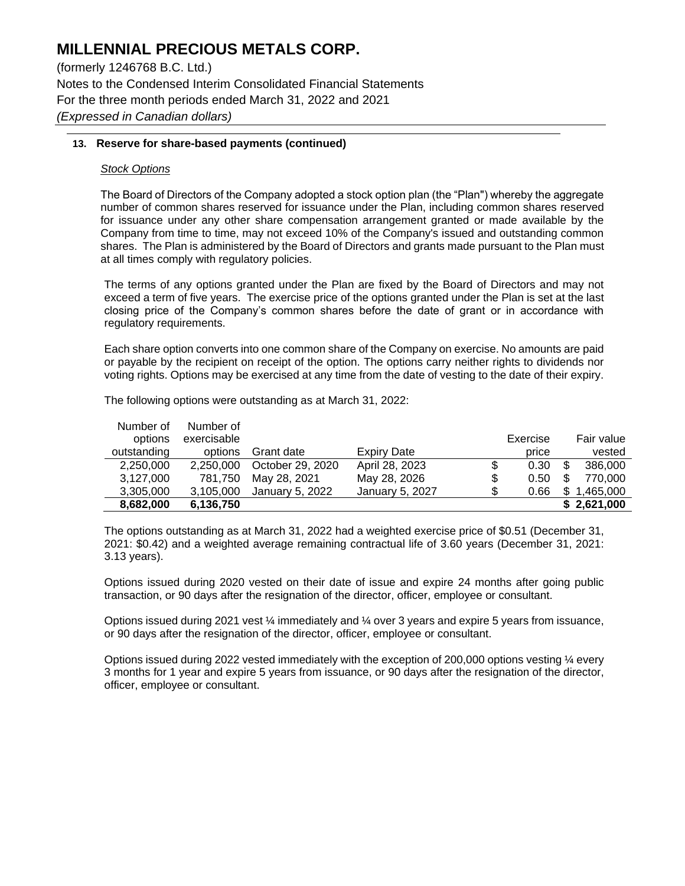# MILLENNIAL PRECIOUS METALS CORP.

(formerly 1246768 B.C. Ltd.)
Notes to the Condensed Interim Consolidated Financial Statements
For the three month periods ended March 31, 2022 and 2021
*(Expressed in Canadian dollars)*

**13. Reserve for share-based payments (continued)**

*Stock Options*

The Board of Directors of the Company adopted a stock option plan (the "Plan") whereby the aggregate number of common shares reserved for issuance under the Plan, including common shares reserved for issuance under any other share compensation arrangement granted or made available by the Company from time to time, may not exceed 10% of the Company's issued and outstanding common shares. The Plan is administered by the Board of Directors and grants made pursuant to the Plan must at all times comply with regulatory policies.

The terms of any options granted under the Plan are fixed by the Board of Directors and may not exceed a term of five years. The exercise price of the options granted under the Plan is set at the last closing price of the Company's common shares before the date of grant or in accordance with regulatory requirements.

Each share option converts into one common share of the Company on exercise. No amounts are paid or payable by the recipient on receipt of the option. The options carry neither rights to dividends nor voting rights. Options may be exercised at any time from the date of vesting to the date of their expiry.

The following options were outstanding as at March 31, 2022:

| Number of options outstanding | Number of exercisable options | Grant date | Expiry Date | Exercise price | Fair value vested |
|---|---|---|---|---|---|
| 2,250,000 | 2,250,000 | October 29, 2020 | April 28, 2023 | $ 0.30 | $ 386,000 |
| 3,127,000 | 781,750 | May 28, 2021 | May 28, 2026 | $ 0.50 | $ 770,000 |
| 3,305,000 | 3,105,000 | January 5, 2022 | January 5, 2027 | $ 0.66 | $ 1,465,000 |
| **8,682,000** | **6,136,750** | | | | **$ 2,621,000** |

The options outstanding as at March 31, 2022 had a weighted exercise price of $0.51 (December 31, 2021: $0.42) and a weighted average remaining contractual life of 3.60 years (December 31, 2021: 3.13 years).

Options issued during 2020 vested on their date of issue and expire 24 months after going public transaction, or 90 days after the resignation of the director, officer, employee or consultant.

Options issued during 2021 vest ¼ immediately and ¼ over 3 years and expire 5 years from issuance, or 90 days after the resignation of the director, officer, employee or consultant.

Options issued during 2022 vested immediately with the exception of 200,000 options vesting ¼ every 3 months for 1 year and expire 5 years from issuance, or 90 days after the resignation of the director, officer, employee or consultant.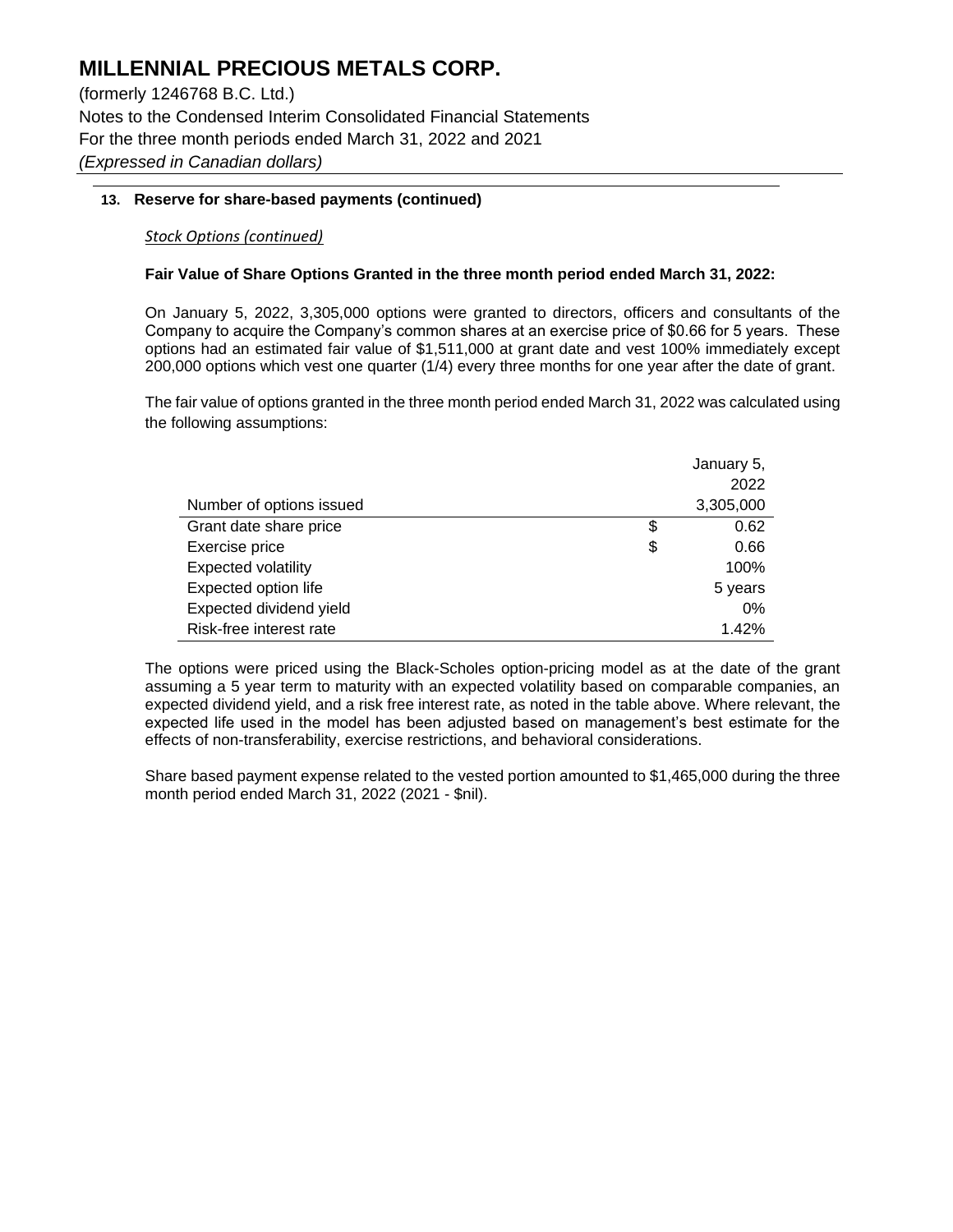# MILLENNIAL PRECIOUS METALS CORP.

(formerly 1246768 B.C. Ltd.)
Notes to the Condensed Interim Consolidated Financial Statements
For the three month periods ended March 31, 2022 and 2021
*(Expressed in Canadian dollars)*

### 13. Reserve for share-based payments (continued)

*Stock Options (continued)*

**Fair Value of Share Options Granted in the three month period ended March 31, 2022:**

On January 5, 2022, 3,305,000 options were granted to directors, officers and consultants of the Company to acquire the Company's common shares at an exercise price of $0.66 for 5 years. These options had an estimated fair value of $1,511,000 at grant date and vest 100% immediately except 200,000 options which vest one quarter (1/4) every three months for one year after the date of grant.

The fair value of options granted in the three month period ended March 31, 2022 was calculated using the following assumptions:

| | | January 5, 2022 |
|---|---|---|
| Number of options issued | | 3,305,000 |
| Grant date share price | $ | 0.62 |
| Exercise price | $ | 0.66 |
| Expected volatility | | 100% |
| Expected option life | | 5 years |
| Expected dividend yield | | 0% |
| Risk-free interest rate | | 1.42% |

The options were priced using the Black-Scholes option-pricing model as at the date of the grant assuming a 5 year term to maturity with an expected volatility based on comparable companies, an expected dividend yield, and a risk free interest rate, as noted in the table above. Where relevant, the expected life used in the model has been adjusted based on management's best estimate for the effects of non-transferability, exercise restrictions, and behavioral considerations.

Share based payment expense related to the vested portion amounted to $1,465,000 during the three month period ended March 31, 2022 (2021 - $nil).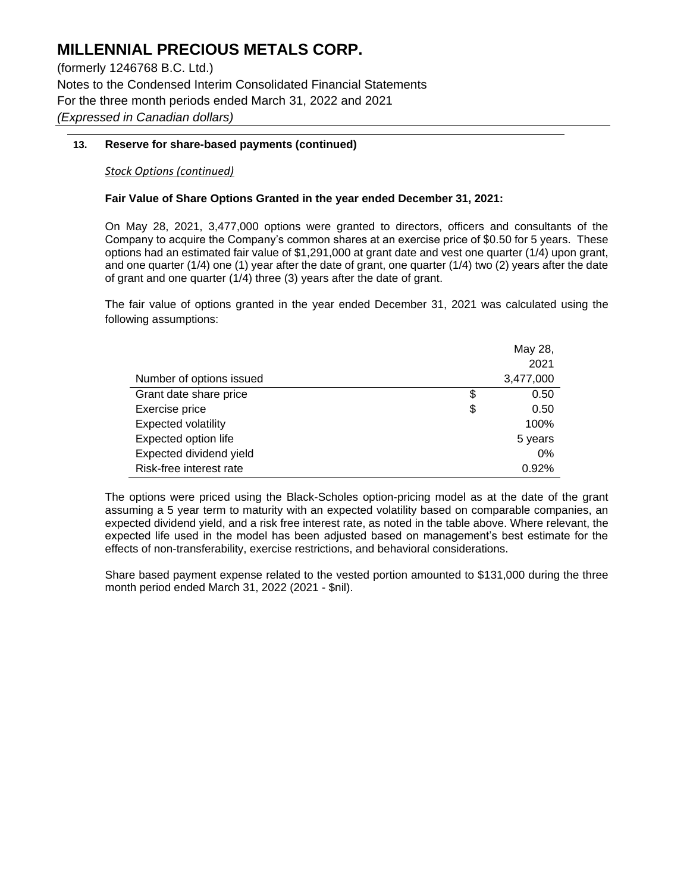# MILLENNIAL PRECIOUS METALS CORP.

(formerly 1246768 B.C. Ltd.)
Notes to the Condensed Interim Consolidated Financial Statements
For the three month periods ended March 31, 2022 and 2021
*(Expressed in Canadian dollars)*

## 13. Reserve for share-based payments (continued)

*Stock Options (continued)*

**Fair Value of Share Options Granted in the year ended December 31, 2021:**

On May 28, 2021, 3,477,000 options were granted to directors, officers and consultants of the Company to acquire the Company's common shares at an exercise price of $0.50 for 5 years. These options had an estimated fair value of $1,291,000 at grant date and vest one quarter (1/4) upon grant, and one quarter (1/4) one (1) year after the date of grant, one quarter (1/4) two (2) years after the date of grant and one quarter (1/4) three (3) years after the date of grant.

The fair value of options granted in the year ended December 31, 2021 was calculated using the following assumptions:

| | May 28, 2021 |
|---|---|
| Number of options issued | 3,477,000 |
| Grant date share price | $ 0.50 |
| Exercise price | $ 0.50 |
| Expected volatility | 100% |
| Expected option life | 5 years |
| Expected dividend yield | 0% |
| Risk-free interest rate | 0.92% |

The options were priced using the Black-Scholes option-pricing model as at the date of the grant assuming a 5 year term to maturity with an expected volatility based on comparable companies, an expected dividend yield, and a risk free interest rate, as noted in the table above. Where relevant, the expected life used in the model has been adjusted based on management's best estimate for the effects of non-transferability, exercise restrictions, and behavioral considerations.

Share based payment expense related to the vested portion amounted to $131,000 during the three month period ended March 31, 2022 (2021 - $nil).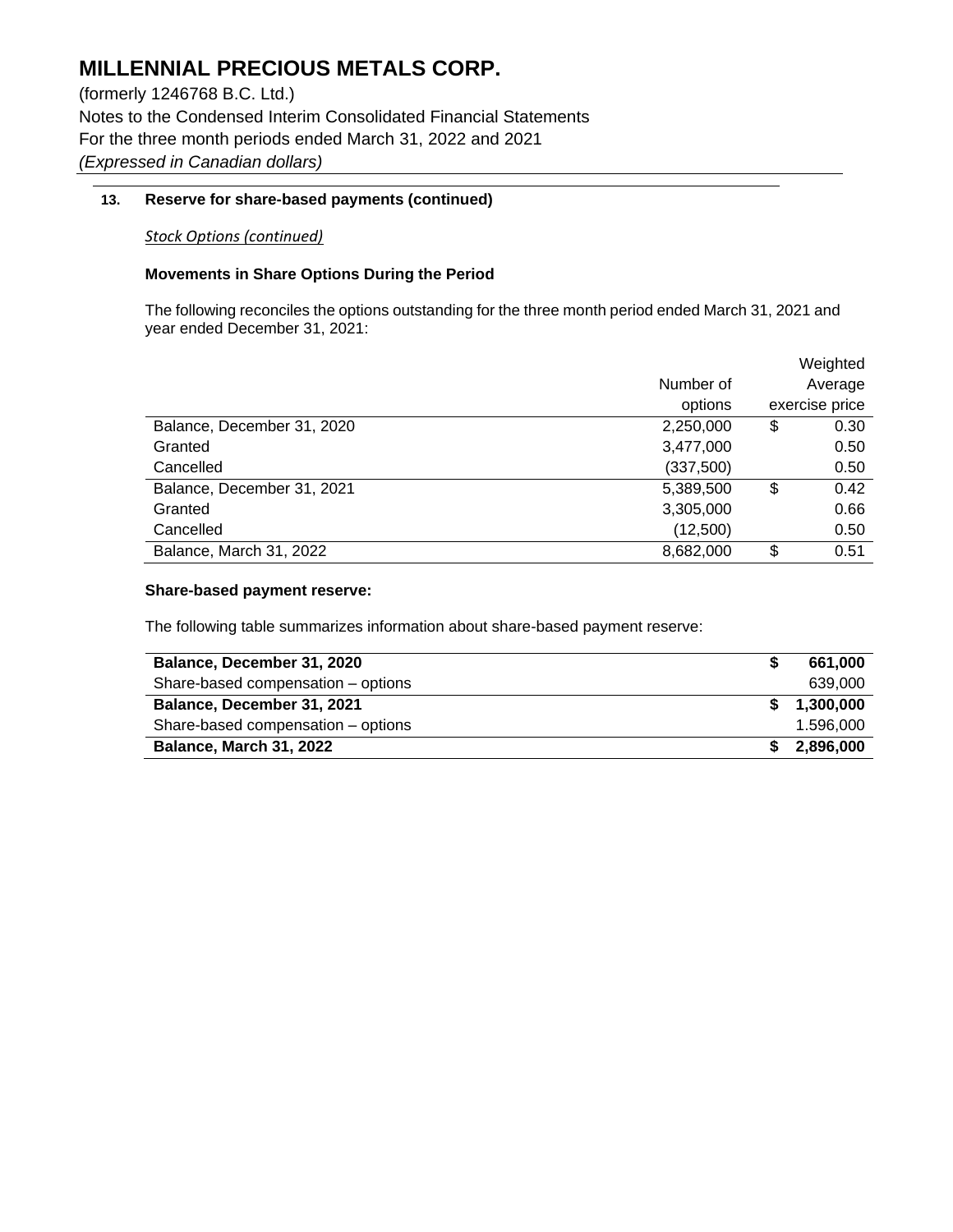# MILLENNIAL PRECIOUS METALS CORP.

(formerly 1246768 B.C. Ltd.)
Notes to the Condensed Interim Consolidated Financial Statements
For the three month periods ended March 31, 2022 and 2021
*(Expressed in Canadian dollars)*

## 13. Reserve for share-based payments (continued)

*Stock Options (continued)*

### Movements in Share Options During the Period

The following reconciles the options outstanding for the three month period ended March 31, 2021 and year ended December 31, 2021:

| | Number of options | Weighted Average exercise price |
|---|---|---|
| Balance, December 31, 2020 | 2,250,000 | $ 0.30 |
| Granted | 3,477,000 | 0.50 |
| Cancelled | (337,500) | 0.50 |
| Balance, December 31, 2021 | 5,389,500 | $ 0.42 |
| Granted | 3,305,000 | 0.66 |
| Cancelled | (12,500) | 0.50 |
| Balance, March 31, 2022 | 8,682,000 | $ 0.51 |

### Share-based payment reserve:

The following table summarizes information about share-based payment reserve:

| | |
|---|---|
| **Balance, December 31, 2020** | **$ 661,000** |
| Share-based compensation – options | 639,000 |
| **Balance, December 31, 2021** | **$ 1,300,000** |
| Share-based compensation – options | 1.596,000 |
| **Balance, March 31, 2022** | **$ 2,896,000** |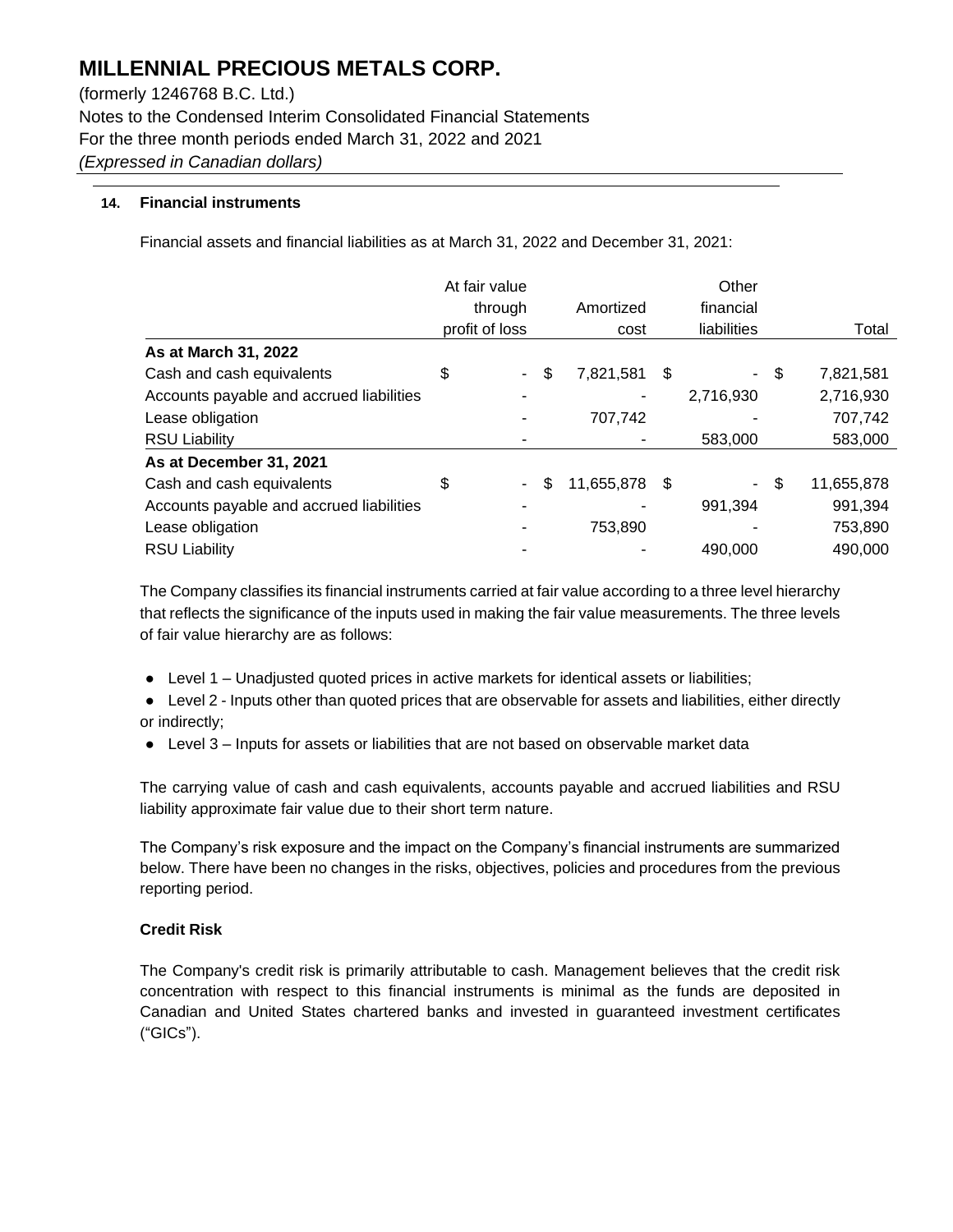# MILLENNIAL PRECIOUS METALS CORP.

(formerly 1246768 B.C. Ltd.)
Notes to the Condensed Interim Consolidated Financial Statements
For the three month periods ended March 31, 2022 and 2021
*(Expressed in Canadian dollars)*

**14. Financial instruments**

Financial assets and financial liabilities as at March 31, 2022 and December 31, 2021:

| | At fair value through profit or loss | Amortized cost | Other financial liabilities | Total |
|---|---|---|---|---|
| **As at March 31, 2022** | | | | |
| Cash and cash equivalents | $ - | $ 7,821,581 | $ - | $ 7,821,581 |
| Accounts payable and accrued liabilities | - | - | 2,716,930 | 2,716,930 |
| Lease obligation | - | 707,742 | - | 707,742 |
| RSU Liability | - | - | 583,000 | 583,000 |
| **As at December 31, 2021** | | | | |
| Cash and cash equivalents | $ - | $ 11,655,878 | $ - | $ 11,655,878 |
| Accounts payable and accrued liabilities | - | - | 991,394 | 991,394 |
| Lease obligation | - | 753,890 | - | 753,890 |
| RSU Liability | - | - | 490,000 | 490,000 |

The Company classifies its financial instruments carried at fair value according to a three level hierarchy that reflects the significance of the inputs used in making the fair value measurements. The three levels of fair value hierarchy are as follows:

- Level 1 – Unadjusted quoted prices in active markets for identical assets or liabilities;
- Level 2 - Inputs other than quoted prices that are observable for assets and liabilities, either directly or indirectly;
- Level 3 – Inputs for assets or liabilities that are not based on observable market data

The carrying value of cash and cash equivalents, accounts payable and accrued liabilities and RSU liability approximate fair value due to their short term nature.

The Company's risk exposure and the impact on the Company's financial instruments are summarized below. There have been no changes in the risks, objectives, policies and procedures from the previous reporting period.

**Credit Risk**

The Company's credit risk is primarily attributable to cash. Management believes that the credit risk concentration with respect to this financial instruments is minimal as the funds are deposited in Canadian and United States chartered banks and invested in guaranteed investment certificates ("GICs").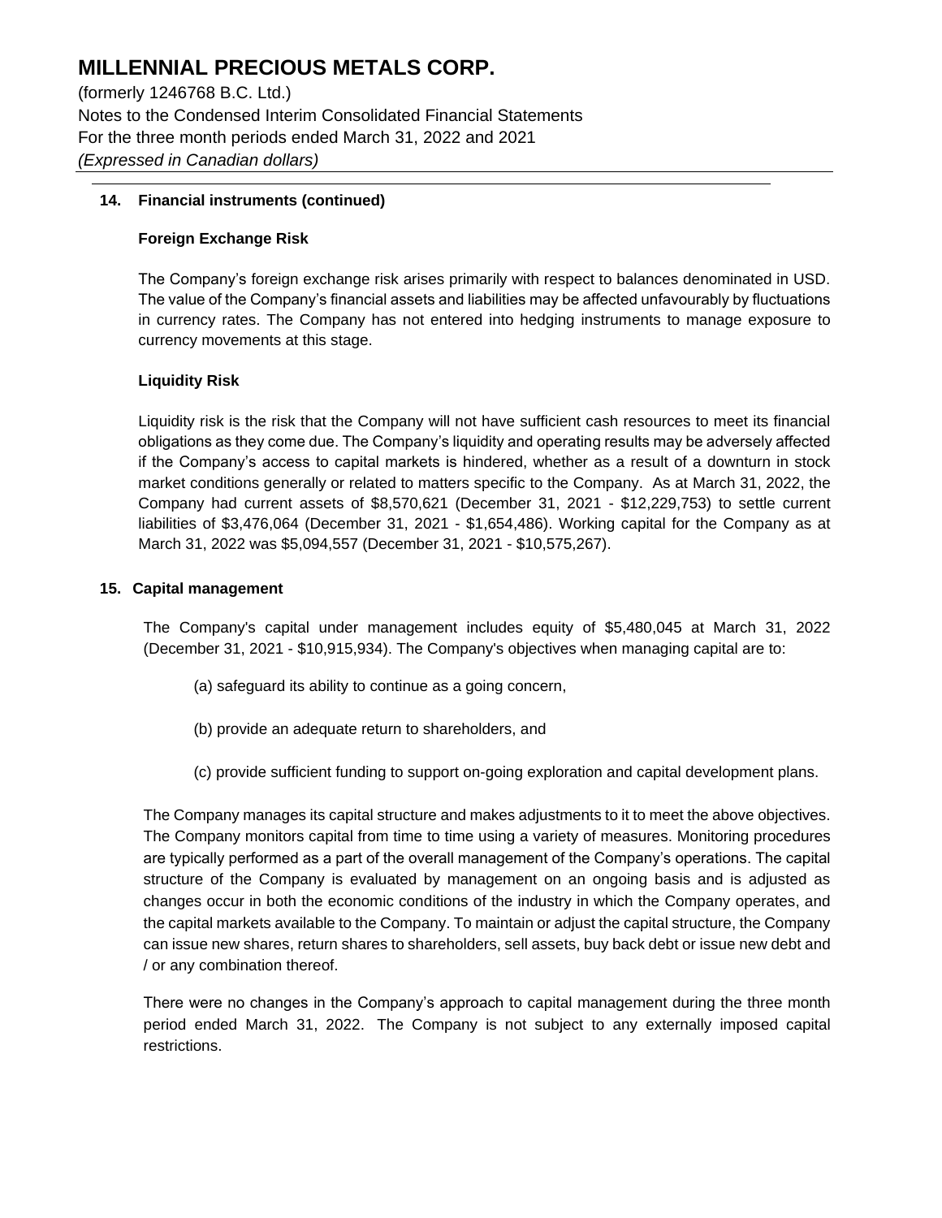## 14. Financial instruments (continued)

### Foreign Exchange Risk

The Company's foreign exchange risk arises primarily with respect to balances denominated in USD. The value of the Company's financial assets and liabilities may be affected unfavourably by fluctuations in currency rates. The Company has not entered into hedging instruments to manage exposure to currency movements at this stage.

### Liquidity Risk

Liquidity risk is the risk that the Company will not have sufficient cash resources to meet its financial obligations as they come due. The Company's liquidity and operating results may be adversely affected if the Company's access to capital markets is hindered, whether as a result of a downturn in stock market conditions generally or related to matters specific to the Company. As at March 31, 2022, the Company had current assets of $8,570,621 (December 31, 2021 - $12,229,753) to settle current liabilities of $3,476,064 (December 31, 2021 - $1,654,486). Working capital for the Company as at March 31, 2022 was $5,094,557 (December 31, 2021 - $10,575,267).

## 15. Capital management

The Company's capital under management includes equity of $5,480,045 at March 31, 2022 (December 31, 2021 - $10,915,934). The Company's objectives when managing capital are to:

(a) safeguard its ability to continue as a going concern,

(b) provide an adequate return to shareholders, and

(c) provide sufficient funding to support on-going exploration and capital development plans.

The Company manages its capital structure and makes adjustments to it to meet the above objectives. The Company monitors capital from time to time using a variety of measures. Monitoring procedures are typically performed as a part of the overall management of the Company's operations. The capital structure of the Company is evaluated by management on an ongoing basis and is adjusted as changes occur in both the economic conditions of the industry in which the Company operates, and the capital markets available to the Company. To maintain or adjust the capital structure, the Company can issue new shares, return shares to shareholders, sell assets, buy back debt or issue new debt and / or any combination thereof.

There were no changes in the Company's approach to capital management during the three month period ended March 31, 2022. The Company is not subject to any externally imposed capital restrictions.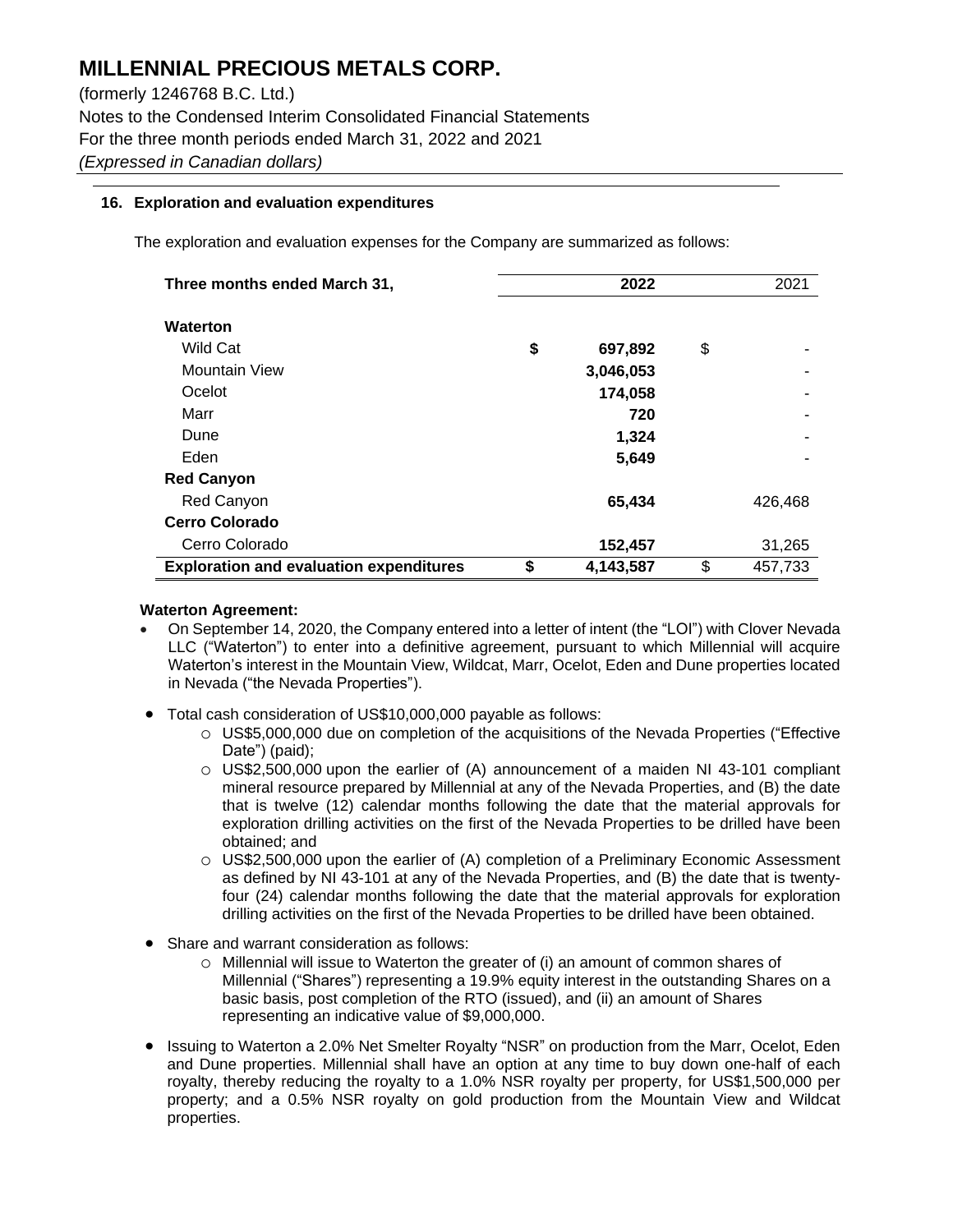# MILLENNIAL PRECIOUS METALS CORP.

(formerly 1246768 B.C. Ltd.)
Notes to the Condensed Interim Consolidated Financial Statements
For the three month periods ended March 31, 2022 and 2021
*(Expressed in Canadian dollars)*

## 16. Exploration and evaluation expenditures

The exploration and evaluation expenses for the Company are summarized as follows:

| Three months ended March 31, | 2022 | 2021 |
|---|---|---|
| **Waterton** | | |
| Wild Cat | $ **697,892** | $ - |
| Mountain View | **3,046,053** | - |
| Ocelot | **174,058** | - |
| Marr | **720** | - |
| Dune | **1,324** | - |
| Eden | **5,649** | - |
| **Red Canyon** | | |
| Red Canyon | **65,434** | 426,468 |
| **Cerro Colorado** | | |
| Cerro Colorado | **152,457** | 31,265 |
| **Exploration and evaluation expenditures** | **$ 4,143,587** | $ 457,733 |

**Waterton Agreement:**

- On September 14, 2020, the Company entered into a letter of intent (the "LOI") with Clover Nevada LLC ("Waterton") to enter into a definitive agreement, pursuant to which Millennial will acquire Waterton's interest in the Mountain View, Wildcat, Marr, Ocelot, Eden and Dune properties located in Nevada ("the Nevada Properties").
- Total cash consideration of US$10,000,000 payable as follows:
  - US$5,000,000 due on completion of the acquisitions of the Nevada Properties ("Effective Date") (paid);
  - US$2,500,000 upon the earlier of (A) announcement of a maiden NI 43-101 compliant mineral resource prepared by Millennial at any of the Nevada Properties, and (B) the date that is twelve (12) calendar months following the date that the material approvals for exploration drilling activities on the first of the Nevada Properties to be drilled have been obtained; and
  - US$2,500,000 upon the earlier of (A) completion of a Preliminary Economic Assessment as defined by NI 43-101 at any of the Nevada Properties, and (B) the date that is twenty-four (24) calendar months following the date that the material approvals for exploration drilling activities on the first of the Nevada Properties to be drilled have been obtained.
- Share and warrant consideration as follows:
  - Millennial will issue to Waterton the greater of (i) an amount of common shares of Millennial ("Shares") representing a 19.9% equity interest in the outstanding Shares on a basic basis, post completion of the RTO (issued), and (ii) an amount of Shares representing an indicative value of $9,000,000.
- Issuing to Waterton a 2.0% Net Smelter Royalty "NSR" on production from the Marr, Ocelot, Eden and Dune properties. Millennial shall have an option at any time to buy down one-half of each royalty, thereby reducing the royalty to a 1.0% NSR royalty per property, for US$1,500,000 per property; and a 0.5% NSR royalty on gold production from the Mountain View and Wildcat properties.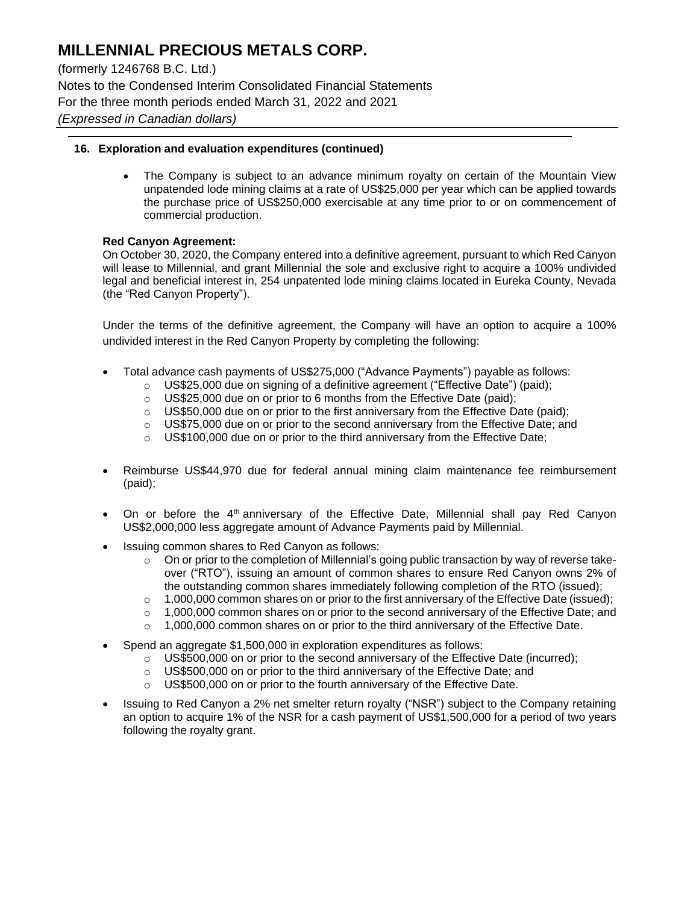## 16. Exploration and evaluation expenditures (continued)

- The Company is subject to an advance minimum royalty on certain of the Mountain View unpatented lode mining claims at a rate of US$25,000 per year which can be applied towards the purchase price of US$250,000 exercisable at any time prior to or on commencement of commercial production.

**Red Canyon Agreement:**

On October 30, 2020, the Company entered into a definitive agreement, pursuant to which Red Canyon will lease to Millennial, and grant Millennial the sole and exclusive right to acquire a 100% undivided legal and beneficial interest in, 254 unpatented lode mining claims located in Eureka County, Nevada (the "Red Canyon Property").

Under the terms of the definitive agreement, the Company will have an option to acquire a 100% undivided interest in the Red Canyon Property by completing the following:

- Total advance cash payments of US$275,000 ("Advance Payments") payable as follows:
  - US$25,000 due on signing of a definitive agreement ("Effective Date") (paid);
  - US$25,000 due on or prior to 6 months from the Effective Date (paid);
  - US$50,000 due on or prior to the first anniversary from the Effective Date (paid);
  - US$75,000 due on or prior to the second anniversary from the Effective Date; and
  - US$100,000 due on or prior to the third anniversary from the Effective Date;
- Reimburse US$44,970 due for federal annual mining claim maintenance fee reimbursement (paid);
- On or before the 4th anniversary of the Effective Date, Millennial shall pay Red Canyon US$2,000,000 less aggregate amount of Advance Payments paid by Millennial.
- Issuing common shares to Red Canyon as follows:
  - On or prior to the completion of Millennial's going public transaction by way of reverse take-over ("RTO"), issuing an amount of common shares to ensure Red Canyon owns 2% of the outstanding common shares immediately following completion of the RTO (issued);
  - 1,000,000 common shares on or prior to the first anniversary of the Effective Date (issued);
  - 1,000,000 common shares on or prior to the second anniversary of the Effective Date; and
  - 1,000,000 common shares on or prior to the third anniversary of the Effective Date.
- Spend an aggregate $1,500,000 in exploration expenditures as follows:
  - US$500,000 on or prior to the second anniversary of the Effective Date (incurred);
  - US$500,000 on or prior to the third anniversary of the Effective Date; and
  - US$500,000 on or prior to the fourth anniversary of the Effective Date.
- Issuing to Red Canyon a 2% net smelter return royalty ("NSR") subject to the Company retaining an option to acquire 1% of the NSR for a cash payment of US$1,500,000 for a period of two years following the royalty grant.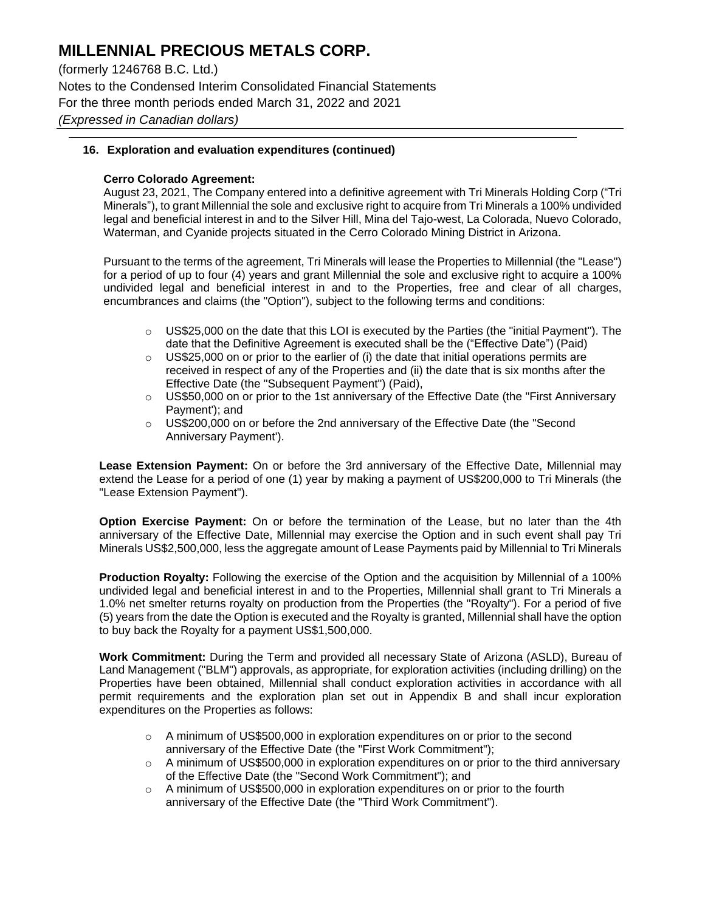## 16. Exploration and evaluation expenditures (continued)

**Cerro Colorado Agreement:**

August 23, 2021, The Company entered into a definitive agreement with Tri Minerals Holding Corp ("Tri Minerals"), to grant Millennial the sole and exclusive right to acquire from Tri Minerals a 100% undivided legal and beneficial interest in and to the Silver Hill, Mina del Tajo-west, La Colorada, Nuevo Colorado, Waterman, and Cyanide projects situated in the Cerro Colorado Mining District in Arizona.

Pursuant to the terms of the agreement, Tri Minerals will lease the Properties to Millennial (the "Lease") for a period of up to four (4) years and grant Millennial the sole and exclusive right to acquire a 100% undivided legal and beneficial interest in and to the Properties, free and clear of all charges, encumbrances and claims (the "Option"), subject to the following terms and conditions:

- US$25,000 on the date that this LOI is executed by the Parties (the "initial Payment"). The date that the Definitive Agreement is executed shall be the ("Effective Date") (Paid)
- US$25,000 on or prior to the earlier of (i) the date that initial operations permits are received in respect of any of the Properties and (ii) the date that is six months after the Effective Date (the "Subsequent Payment") (Paid),
- US$50,000 on or prior to the 1st anniversary of the Effective Date (the "First Anniversary Payment'); and
- US$200,000 on or before the 2nd anniversary of the Effective Date (the "Second Anniversary Payment').

**Lease Extension Payment:** On or before the 3rd anniversary of the Effective Date, Millennial may extend the Lease for a period of one (1) year by making a payment of US$200,000 to Tri Minerals (the "Lease Extension Payment").

**Option Exercise Payment:** On or before the termination of the Lease, but no later than the 4th anniversary of the Effective Date, Millennial may exercise the Option and in such event shall pay Tri Minerals US$2,500,000, less the aggregate amount of Lease Payments paid by Millennial to Tri Minerals

**Production Royalty:** Following the exercise of the Option and the acquisition by Millennial of a 100% undivided legal and beneficial interest in and to the Properties, Millennial shall grant to Tri Minerals a 1.0% net smelter returns royalty on production from the Properties (the "Royalty"). For a period of five (5) years from the date the Option is executed and the Royalty is granted, Millennial shall have the option to buy back the Royalty for a payment US$1,500,000.

**Work Commitment:** During the Term and provided all necessary State of Arizona (ASLD), Bureau of Land Management ("BLM") approvals, as appropriate, for exploration activities (including drilling) on the Properties have been obtained, Millennial shall conduct exploration activities in accordance with all permit requirements and the exploration plan set out in Appendix B and shall incur exploration expenditures on the Properties as follows:

- A minimum of US$500,000 in exploration expenditures on or prior to the second anniversary of the Effective Date (the "First Work Commitment");
- A minimum of US$500,000 in exploration expenditures on or prior to the third anniversary of the Effective Date (the "Second Work Commitment"); and
- A minimum of US$500,000 in exploration expenditures on or prior to the fourth anniversary of the Effective Date (the "Third Work Commitment").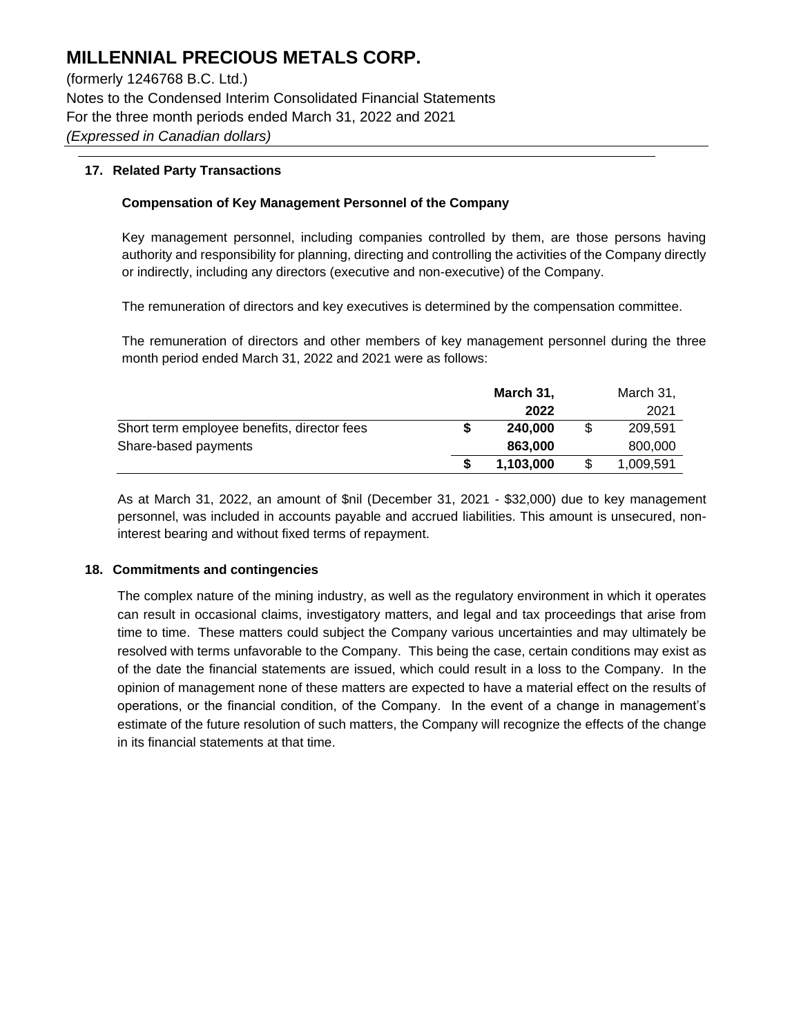## 17. Related Party Transactions

### Compensation of Key Management Personnel of the Company

Key management personnel, including companies controlled by them, are those persons having authority and responsibility for planning, directing and controlling the activities of the Company directly or indirectly, including any directors (executive and non-executive) of the Company.

The remuneration of directors and key executives is determined by the compensation committee.

The remuneration of directors and other members of key management personnel during the three month period ended March 31, 2022 and 2021 were as follows:

| | **March 31, 2022** | March 31, 2021 |
|---|---|---|
| Short term employee benefits, director fees | **$ 240,000** | $ 209,591 |
| Share-based payments | **863,000** | 800,000 |
| | **$ 1,103,000** | $ 1,009,591 |

As at March 31, 2022, an amount of $nil (December 31, 2021 - $32,000) due to key management personnel, was included in accounts payable and accrued liabilities. This amount is unsecured, non-interest bearing and without fixed terms of repayment.

## 18. Commitments and contingencies

The complex nature of the mining industry, as well as the regulatory environment in which it operates can result in occasional claims, investigatory matters, and legal and tax proceedings that arise from time to time. These matters could subject the Company various uncertainties and may ultimately be resolved with terms unfavorable to the Company. This being the case, certain conditions may exist as of the date the financial statements are issued, which could result in a loss to the Company. In the opinion of management none of these matters are expected to have a material effect on the results of operations, or the financial condition, of the Company. In the event of a change in management's estimate of the future resolution of such matters, the Company will recognize the effects of the change in its financial statements at that time.